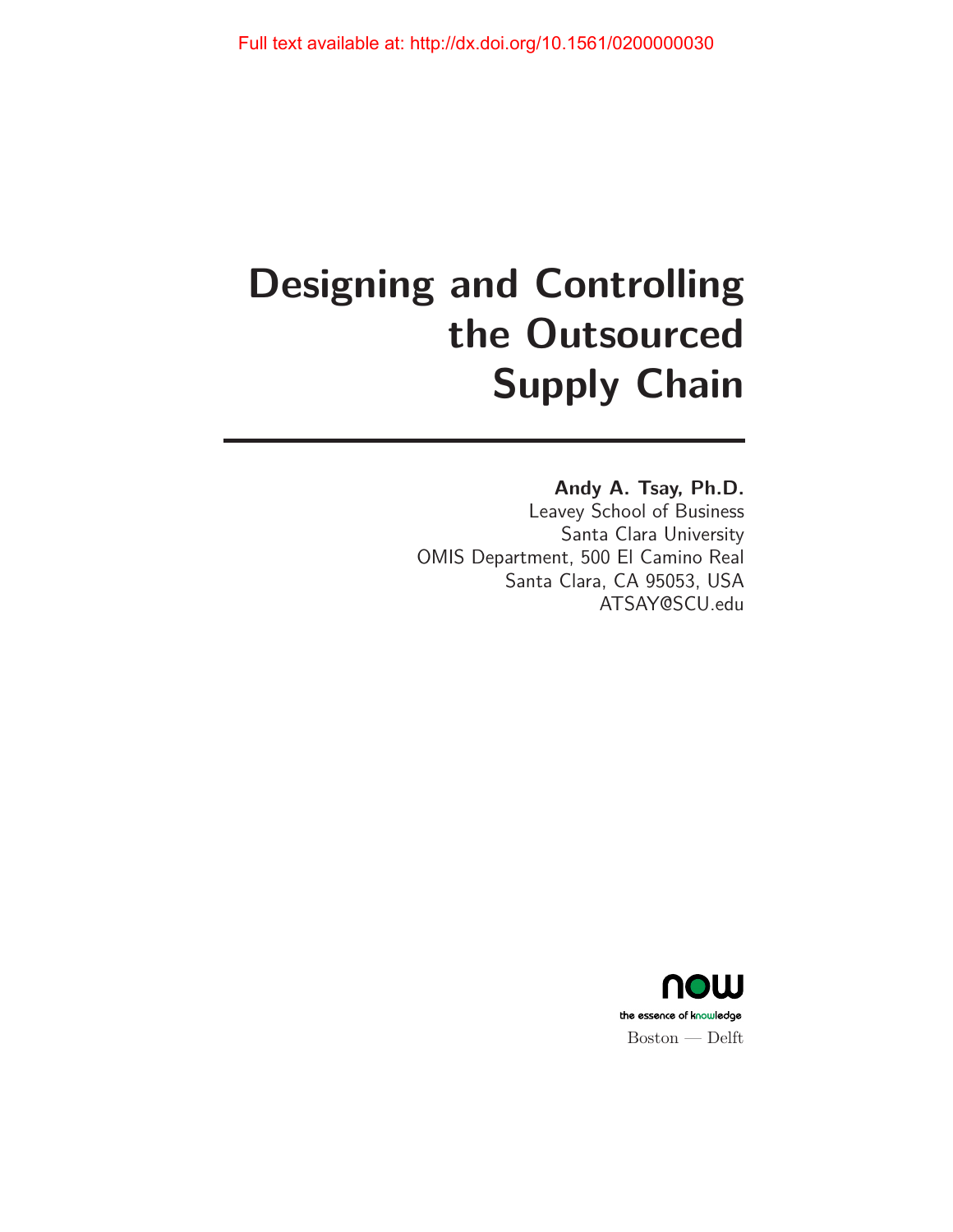Full text available at: http://dx.doi.org/10.1561/0200000030

# Designing and Controlling the Outsourced Supply Chain

**Andy A. Tsay, Ph.D.**
Leavey School of Business
Santa Clara University
OMIS Department, 500 El Camino Real
Santa Clara, CA 95053, USA
ATSAY@SCU.edu

now
the essence of knowledge
Boston — Delft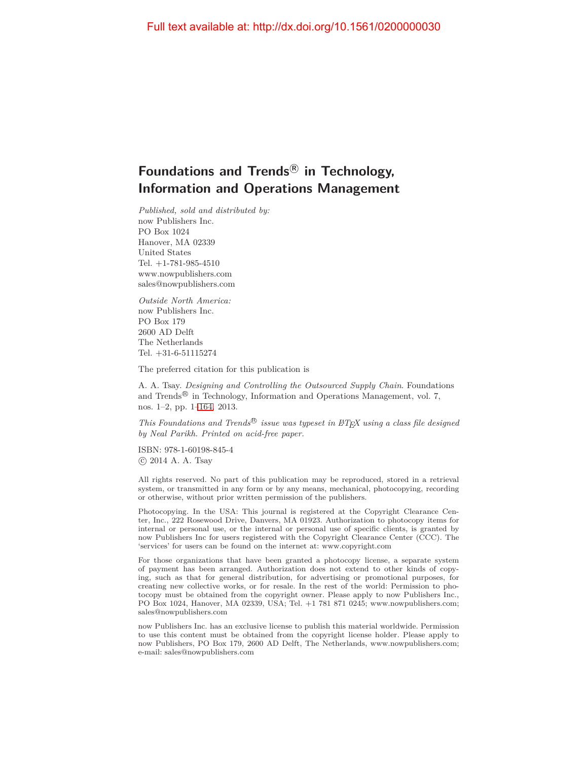Full text available at: http://dx.doi.org/10.1561/0200000030

# Foundations and Trends® in Technology, Information and Operations Management

*Published, sold and distributed by:*
now Publishers Inc.
PO Box 1024
Hanover, MA 02339
United States
Tel. +1-781-985-4510
www.nowpublishers.com
sales@nowpublishers.com

*Outside North America:*
now Publishers Inc.
PO Box 179
2600 AD Delft
The Netherlands
Tel. +31-6-51115274

The preferred citation for this publication is

A. A. Tsay. *Designing and Controlling the Outsourced Supply Chain*. Foundations and Trends® in Technology, Information and Operations Management, vol. 7, nos. 1–2, pp. 1–164, 2013.

*This Foundations and Trends® issue was typeset in LaTeX using a class file designed by Neal Parikh. Printed on acid-free paper.*

ISBN: 978-1-60198-845-4
© 2014 A. A. Tsay

All rights reserved. No part of this publication may be reproduced, stored in a retrieval system, or transmitted in any form or by any means, mechanical, photocopying, recording or otherwise, without prior written permission of the publishers.

Photocopying. In the USA: This journal is registered at the Copyright Clearance Center, Inc., 222 Rosewood Drive, Danvers, MA 01923. Authorization to photocopy items for internal or personal use, or the internal or personal use of specific clients, is granted by now Publishers Inc for users registered with the Copyright Clearance Center (CCC). The 'services' for users can be found on the internet at: www.copyright.com

For those organizations that have been granted a photocopy license, a separate system of payment has been arranged. Authorization does not extend to other kinds of copying, such as that for general distribution, for advertising or promotional purposes, for creating new collective works, or for resale. In the rest of the world: Permission to photocopy must be obtained from the copyright owner. Please apply to now Publishers Inc., PO Box 1024, Hanover, MA 02339, USA; Tel. +1 781 871 0245; www.nowpublishers.com; sales@nowpublishers.com

now Publishers Inc. has an exclusive license to publish this material worldwide. Permission to use this content must be obtained from the copyright license holder. Please apply to now Publishers, PO Box 179, 2600 AD Delft, The Netherlands, www.nowpublishers.com; e-mail: sales@nowpublishers.com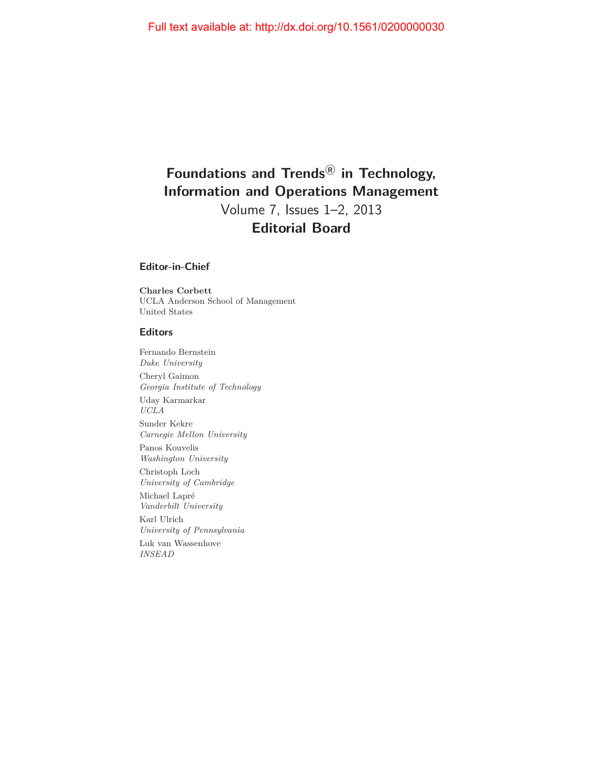# Foundations and Trends® in Technology, Information and Operations Management

Volume 7, Issues 1–2, 2013

## Editorial Board

### Editor-in-Chief

**Charles Corbett**
UCLA Anderson School of Management
United States

### Editors

Fernando Bernstein
*Duke University*

Cheryl Gaimon
*Georgia Institute of Technology*

Uday Karmarkar
*UCLA*

Sunder Kekre
*Carnegie Mellon University*

Panos Kouvelis
*Washington University*

Christoph Loch
*University of Cambridge*

Michael Lapré
*Vanderbilt University*

Karl Ulrich
*University of Pennsylvania*

Luk van Wassenhove
*INSEAD*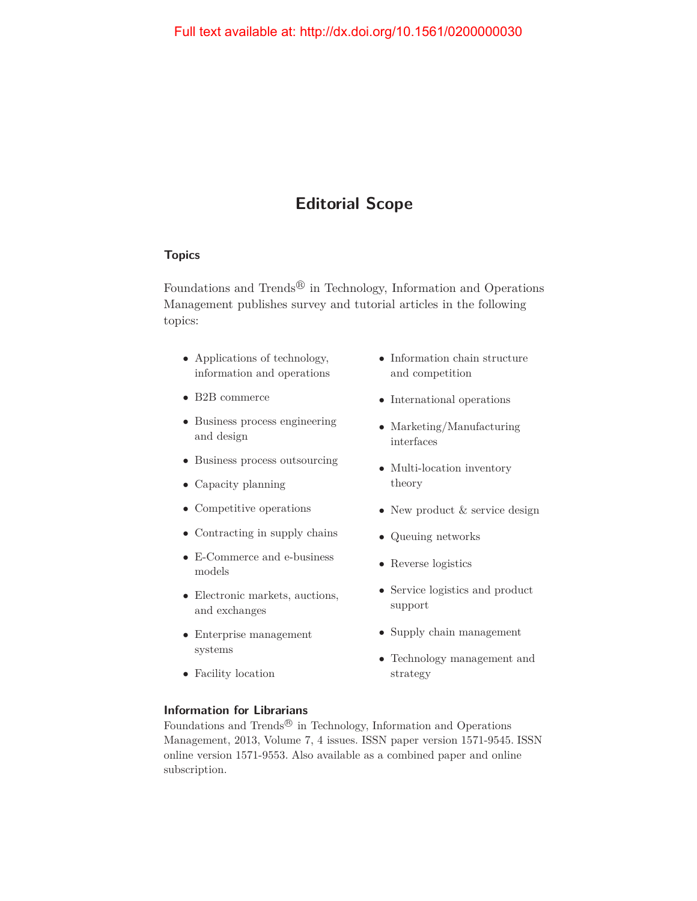Full text available at: http://dx.doi.org/10.1561/0200000030

# Editorial Scope

### Topics

Foundations and Trends® in Technology, Information and Operations Management publishes survey and tutorial articles in the following topics:

- Applications of technology, information and operations
- B2B commerce
- Business process engineering and design
- Business process outsourcing
- Capacity planning
- Competitive operations
- Contracting in supply chains
- E-Commerce and e-business models
- Electronic markets, auctions, and exchanges
- Enterprise management systems
- Facility location
- Information chain structure and competition
- International operations
- Marketing/Manufacturing interfaces
- Multi-location inventory theory
- New product & service design
- Queuing networks
- Reverse logistics
- Service logistics and product support
- Supply chain management
- Technology management and strategy

### Information for Librarians

Foundations and Trends® in Technology, Information and Operations Management, 2013, Volume 7, 4 issues. ISSN paper version 1571-9545. ISSN online version 1571-9553. Also available as a combined paper and online subscription.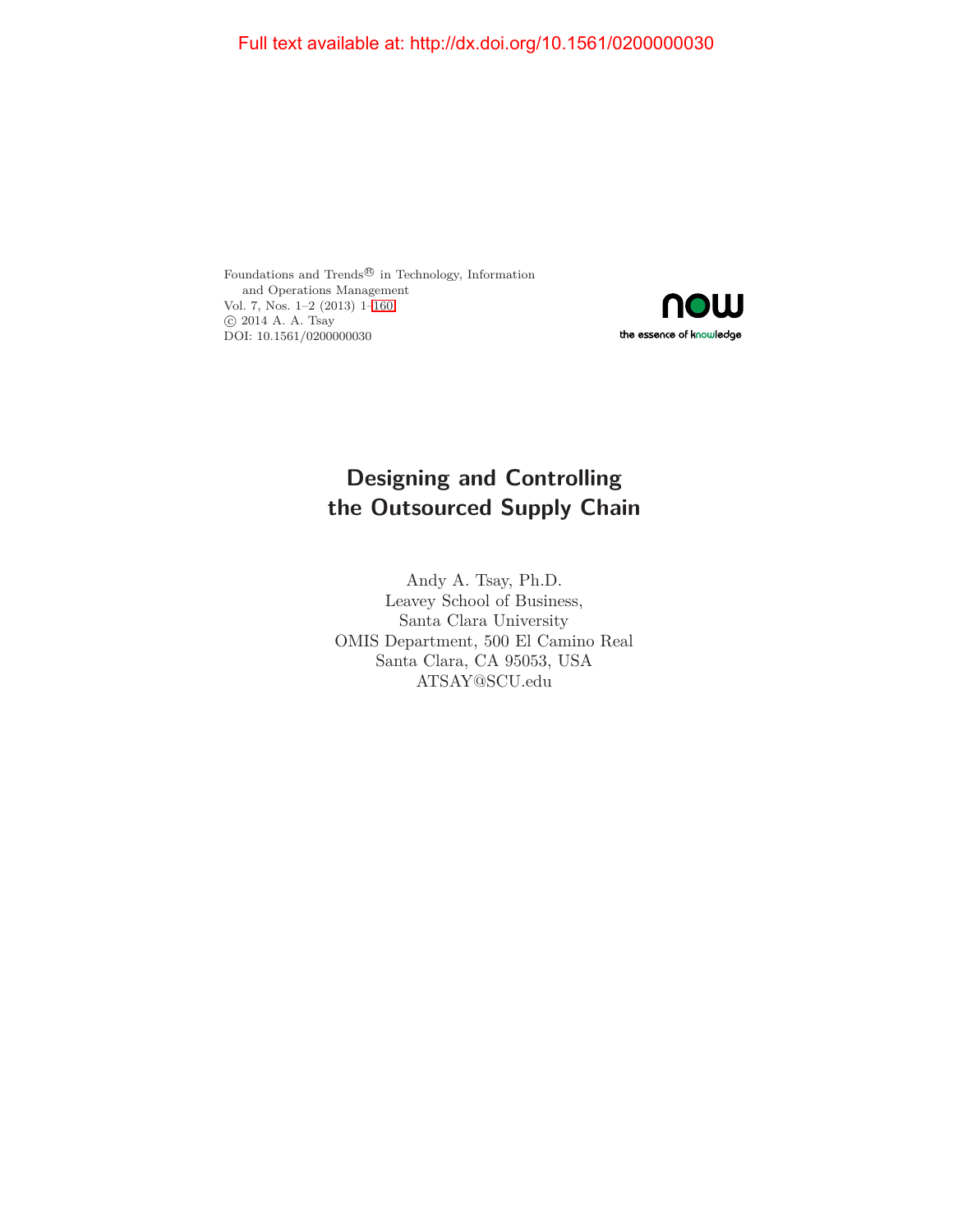Full text available at: http://dx.doi.org/10.1561/0200000030

Foundations and Trends® in Technology, Information and Operations Management
Vol. 7, Nos. 1–2 (2013) 1–160
© 2014 A. A. Tsay
DOI: 10.1561/0200000030

now
the essence of knowledge

# Designing and Controlling the Outsourced Supply Chain

Andy A. Tsay, Ph.D.
Leavey School of Business,
Santa Clara University
OMIS Department, 500 El Camino Real
Santa Clara, CA 95053, USA
ATSAY@SCU.edu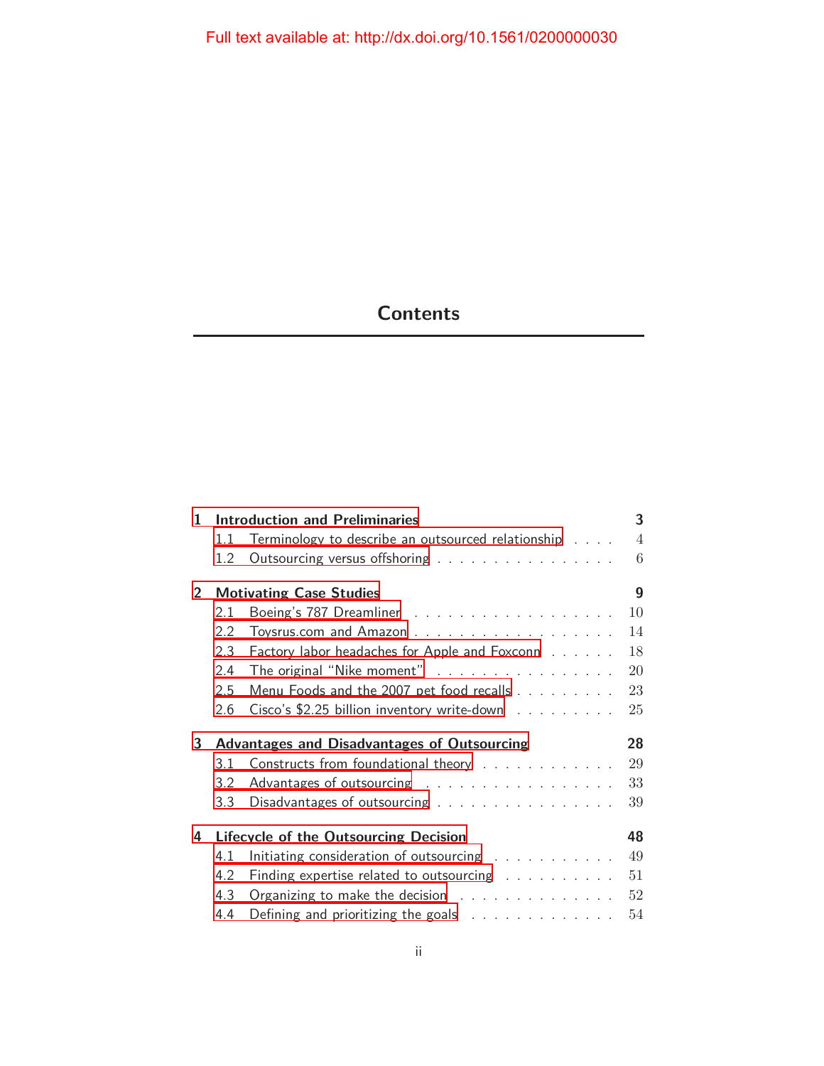Full text available at: http://dx.doi.org/10.1561/0200000030

# Contents

**1 Introduction and Preliminaries** **3**

1.1 Terminology to describe an outsourced relationship 4

1.2 Outsourcing versus offshoring 6

**2 Motivating Case Studies** **9**

2.1 Boeing's 787 Dreamliner 10

2.2 Toysrus.com and Amazon 14

2.3 Factory labor headaches for Apple and Foxconn 18

2.4 The original "Nike moment" 20

2.5 Menu Foods and the 2007 pet food recalls 23

2.6 Cisco's $2.25 billion inventory write-down 25

**3 Advantages and Disadvantages of Outsourcing** **28**

3.1 Constructs from foundational theory 29

3.2 Advantages of outsourcing 33

3.3 Disadvantages of outsourcing 39

**4 Lifecycle of the Outsourcing Decision** **48**

4.1 Initiating consideration of outsourcing 49

4.2 Finding expertise related to outsourcing 51

4.3 Organizing to make the decision 52

4.4 Defining and prioritizing the goals 54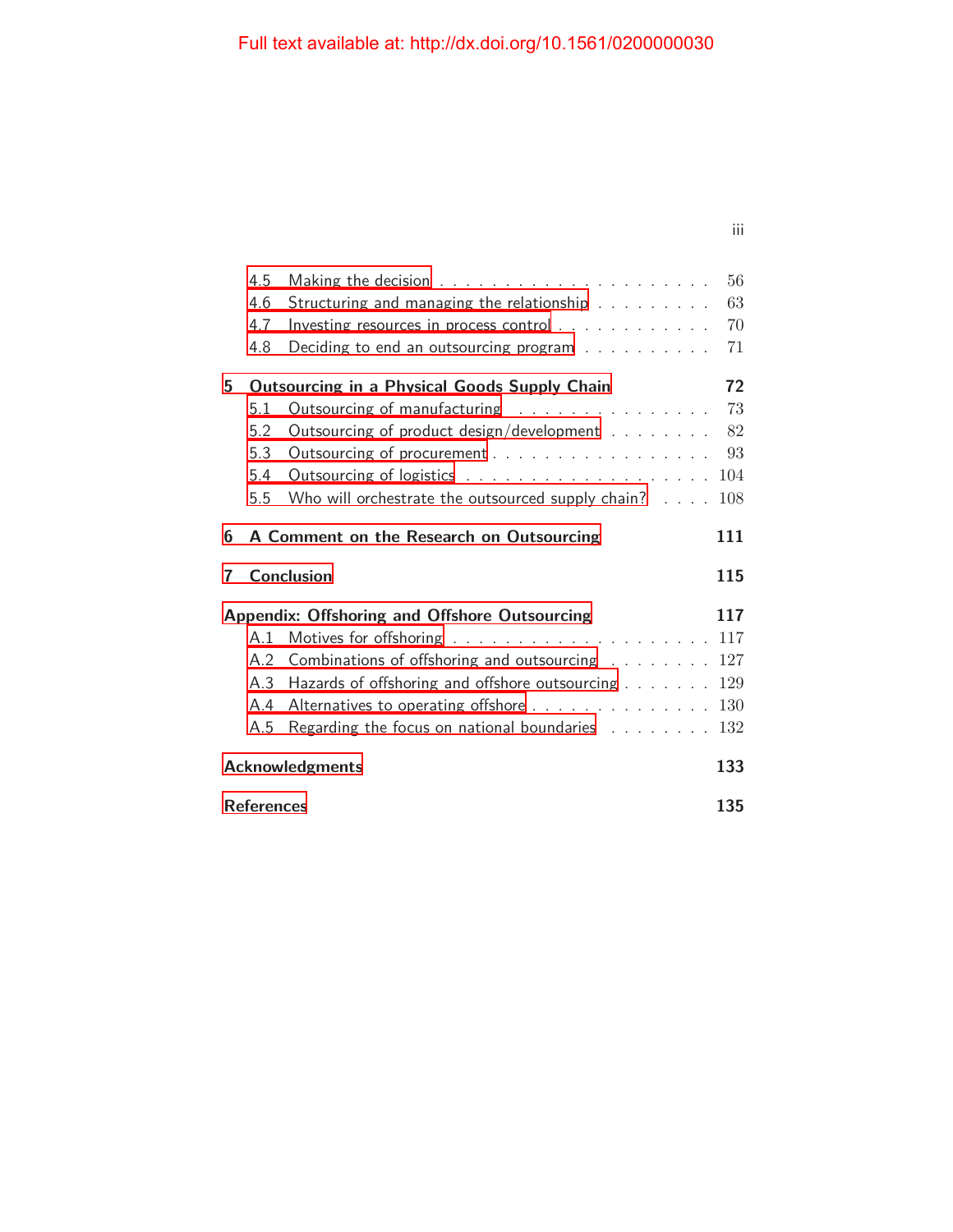4.5 Making the decision 56
4.6 Structuring and managing the relationship 63
4.7 Investing resources in process control 70
4.8 Deciding to end an outsourcing program 71

**5 Outsourcing in a Physical Goods Supply Chain 72**

5.1 Outsourcing of manufacturing 73
5.2 Outsourcing of product design/development 82
5.3 Outsourcing of procurement 93
5.4 Outsourcing of logistics 104
5.5 Who will orchestrate the outsourced supply chain? 108

**6 A Comment on the Research on Outsourcing 111**

**7 Conclusion 115**

**Appendix: Offshoring and Offshore Outsourcing 117**

A.1 Motives for offshoring 117
A.2 Combinations of offshoring and outsourcing 127
A.3 Hazards of offshoring and offshore outsourcing 129
A.4 Alternatives to operating offshore 130
A.5 Regarding the focus on national boundaries 132

**Acknowledgments 133**

**References 135**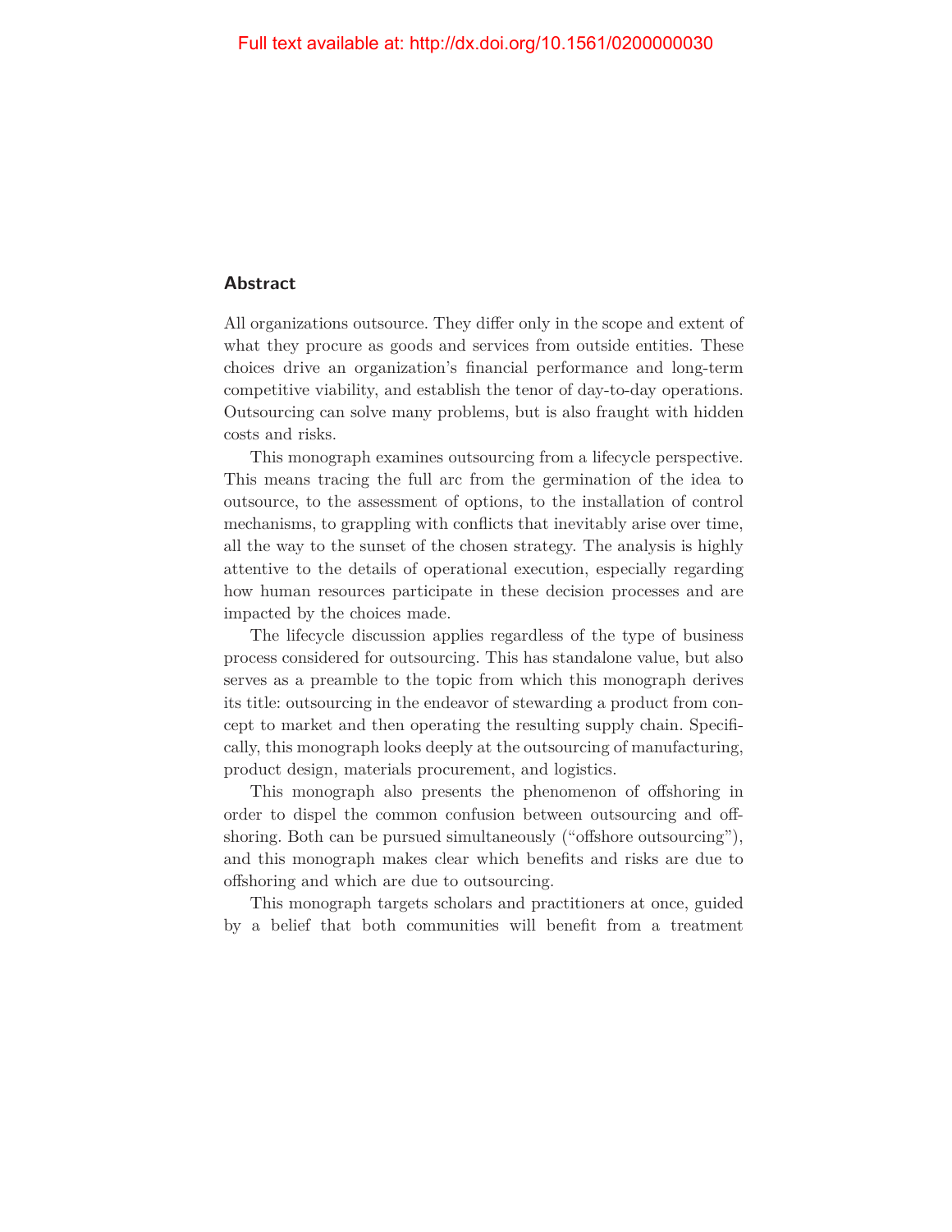## Abstract

All organizations outsource. They differ only in the scope and extent of what they procure as goods and services from outside entities. These choices drive an organization's financial performance and long-term competitive viability, and establish the tenor of day-to-day operations. Outsourcing can solve many problems, but is also fraught with hidden costs and risks.

This monograph examines outsourcing from a lifecycle perspective. This means tracing the full arc from the germination of the idea to outsource, to the assessment of options, to the installation of control mechanisms, to grappling with conflicts that inevitably arise over time, all the way to the sunset of the chosen strategy. The analysis is highly attentive to the details of operational execution, especially regarding how human resources participate in these decision processes and are impacted by the choices made.

The lifecycle discussion applies regardless of the type of business process considered for outsourcing. This has standalone value, but also serves as a preamble to the topic from which this monograph derives its title: outsourcing in the endeavor of stewarding a product from concept to market and then operating the resulting supply chain. Specifically, this monograph looks deeply at the outsourcing of manufacturing, product design, materials procurement, and logistics.

This monograph also presents the phenomenon of offshoring in order to dispel the common confusion between outsourcing and offshoring. Both can be pursued simultaneously ("offshore outsourcing"), and this monograph makes clear which benefits and risks are due to offshoring and which are due to outsourcing.

This monograph targets scholars and practitioners at once, guided by a belief that both communities will benefit from a treatment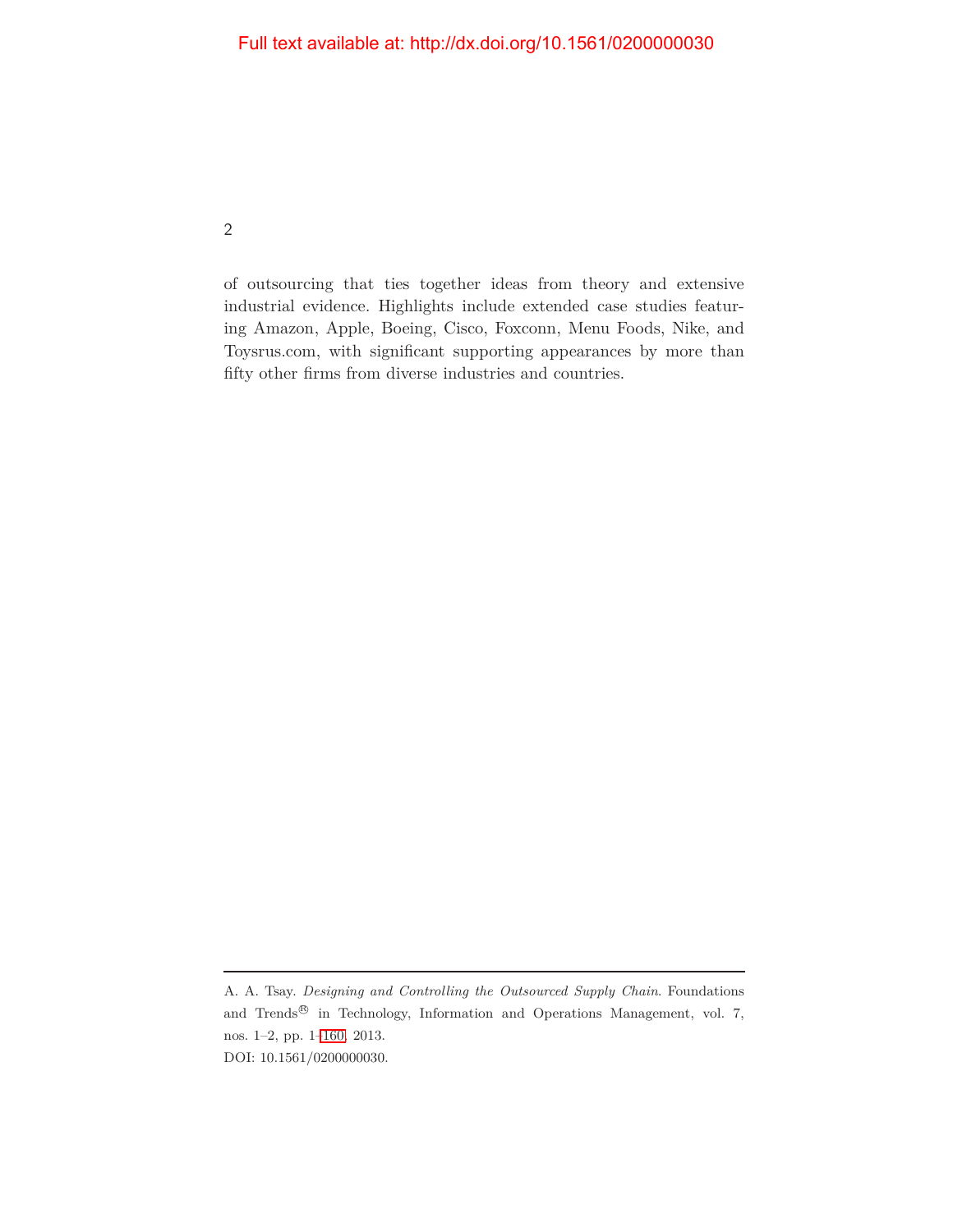of outsourcing that ties together ideas from theory and extensive industrial evidence. Highlights include extended case studies featuring Amazon, Apple, Boeing, Cisco, Foxconn, Menu Foods, Nike, and Toysrus.com, with significant supporting appearances by more than fifty other firms from diverse industries and countries.

---

A. A. Tsay. *Designing and Controlling the Outsourced Supply Chain*. Foundations and Trends® in Technology, Information and Operations Management, vol. 7, nos. 1–2, pp. 1–160, 2013.
DOI: 10.1561/0200000030.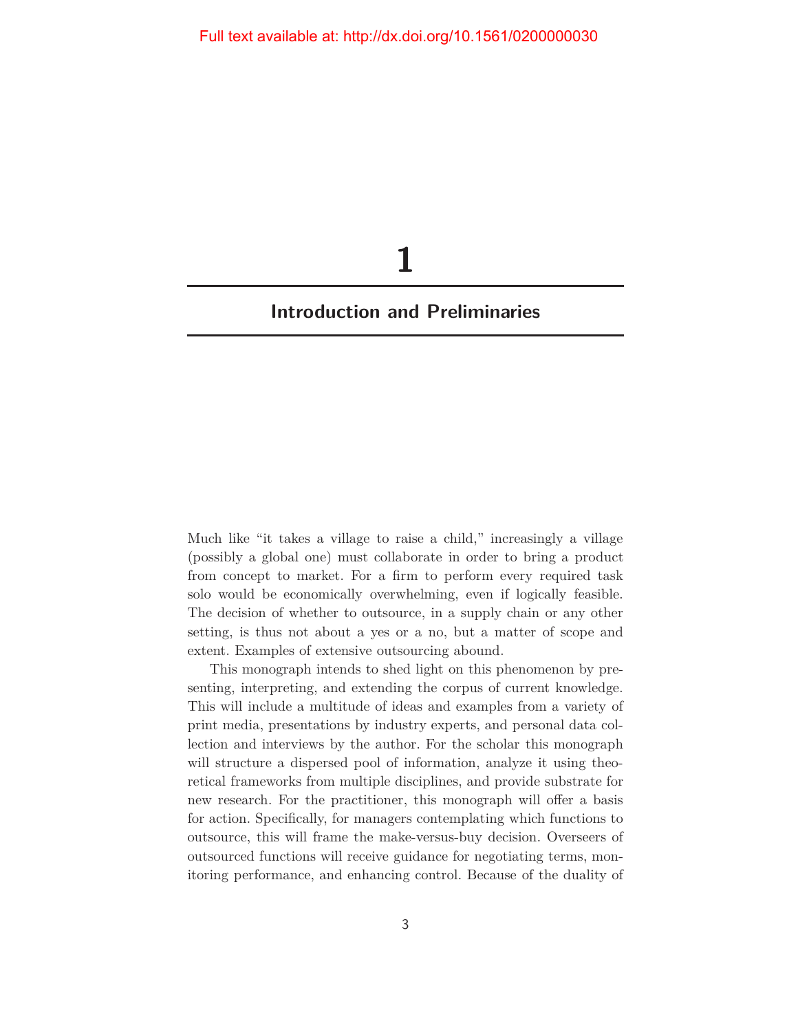# 1

## Introduction and Preliminaries

Much like "it takes a village to raise a child," increasingly a village (possibly a global one) must collaborate in order to bring a product from concept to market. For a firm to perform every required task solo would be economically overwhelming, even if logically feasible. The decision of whether to outsource, in a supply chain or any other setting, is thus not about a yes or a no, but a matter of scope and extent. Examples of extensive outsourcing abound.

This monograph intends to shed light on this phenomenon by presenting, interpreting, and extending the corpus of current knowledge. This will include a multitude of ideas and examples from a variety of print media, presentations by industry experts, and personal data collection and interviews by the author. For the scholar this monograph will structure a dispersed pool of information, analyze it using theoretical frameworks from multiple disciplines, and provide substrate for new research. For the practitioner, this monograph will offer a basis for action. Specifically, for managers contemplating which functions to outsource, this will frame the make-versus-buy decision. Overseers of outsourced functions will receive guidance for negotiating terms, monitoring performance, and enhancing control. Because of the duality of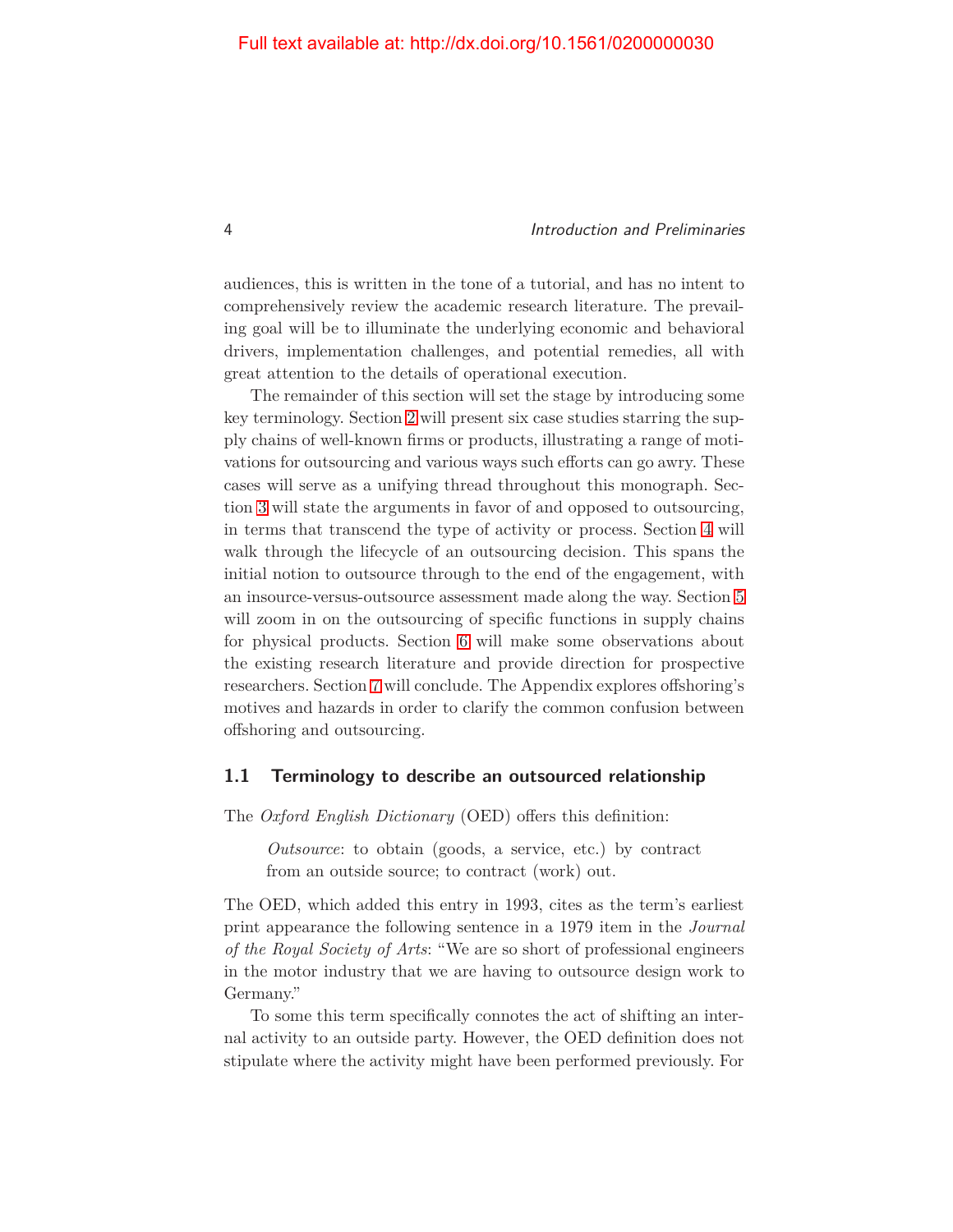audiences, this is written in the tone of a tutorial, and has no intent to comprehensively review the academic research literature. The prevailing goal will be to illuminate the underlying economic and behavioral drivers, implementation challenges, and potential remedies, all with great attention to the details of operational execution.

The remainder of this section will set the stage by introducing some key terminology. Section 2 will present six case studies starring the supply chains of well-known firms or products, illustrating a range of motivations for outsourcing and various ways such efforts can go awry. These cases will serve as a unifying thread throughout this monograph. Section 3 will state the arguments in favor of and opposed to outsourcing, in terms that transcend the type of activity or process. Section 4 will walk through the lifecycle of an outsourcing decision. This spans the initial notion to outsource through to the end of the engagement, with an insource-versus-outsource assessment made along the way. Section 5 will zoom in on the outsourcing of specific functions in supply chains for physical products. Section 6 will make some observations about the existing research literature and provide direction for prospective researchers. Section 7 will conclude. The Appendix explores offshoring's motives and hazards in order to clarify the common confusion between offshoring and outsourcing.

## 1.1 Terminology to describe an outsourced relationship

The *Oxford English Dictionary* (OED) offers this definition:

> *Outsource*: to obtain (goods, a service, etc.) by contract from an outside source; to contract (work) out.

The OED, which added this entry in 1993, cites as the term's earliest print appearance the following sentence in a 1979 item in the *Journal of the Royal Society of Arts*: "We are so short of professional engineers in the motor industry that we are having to outsource design work to Germany."

To some this term specifically connotes the act of shifting an internal activity to an outside party. However, the OED definition does not stipulate where the activity might have been performed previously. For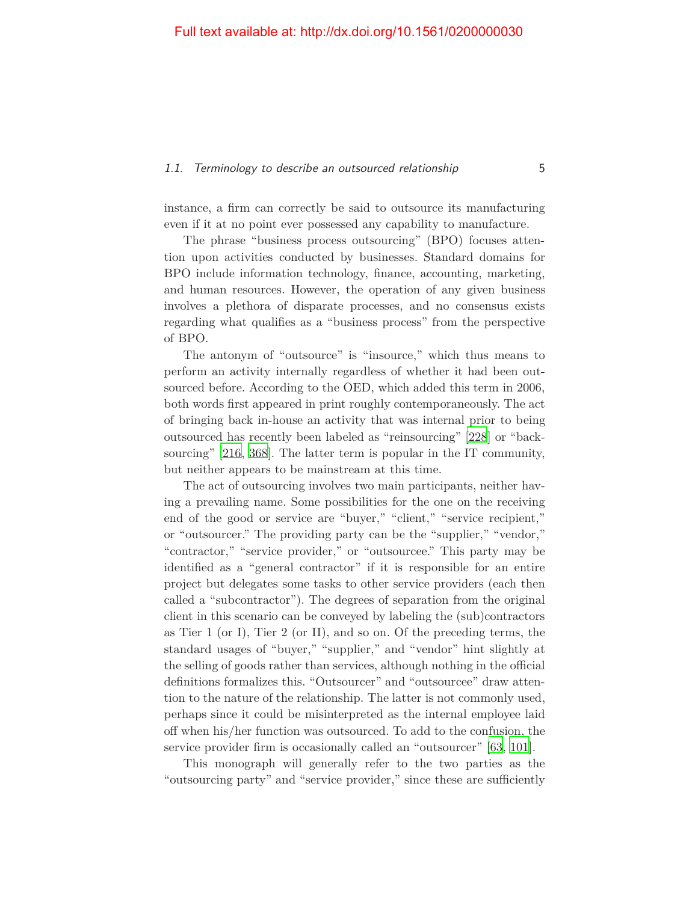instance, a firm can correctly be said to outsource its manufacturing even if it at no point ever possessed any capability to manufacture.

The phrase "business process outsourcing" (BPO) focuses attention upon activities conducted by businesses. Standard domains for BPO include information technology, finance, accounting, marketing, and human resources. However, the operation of any given business involves a plethora of disparate processes, and no consensus exists regarding what qualifies as a "business process" from the perspective of BPO.

The antonym of "outsource" is "insource," which thus means to perform an activity internally regardless of whether it had been outsourced before. According to the OED, which added this term in 2006, both words first appeared in print roughly contemporaneously. The act of bringing back in-house an activity that was internal prior to being outsourced has recently been labeled as "reinsourcing" [228] or "backsourcing" [216, 368]. The latter term is popular in the IT community, but neither appears to be mainstream at this time.

The act of outsourcing involves two main participants, neither having a prevailing name. Some possibilities for the one on the receiving end of the good or service are "buyer," "client," "service recipient," or "outsourcer." The providing party can be the "supplier," "vendor," "contractor," "service provider," or "outsourcee." This party may be identified as a "general contractor" if it is responsible for an entire project but delegates some tasks to other service providers (each then called a "subcontractor"). The degrees of separation from the original client in this scenario can be conveyed by labeling the (sub)contractors as Tier 1 (or I), Tier 2 (or II), and so on. Of the preceding terms, the standard usages of "buyer," "supplier," and "vendor" hint slightly at the selling of goods rather than services, although nothing in the official definitions formalizes this. "Outsourcer" and "outsourcee" draw attention to the nature of the relationship. The latter is not commonly used, perhaps since it could be misinterpreted as the internal employee laid off when his/her function was outsourced. To add to the confusion, the service provider firm is occasionally called an "outsourcer" [63, 101].

This monograph will generally refer to the two parties as the "outsourcing party" and "service provider," since these are sufficiently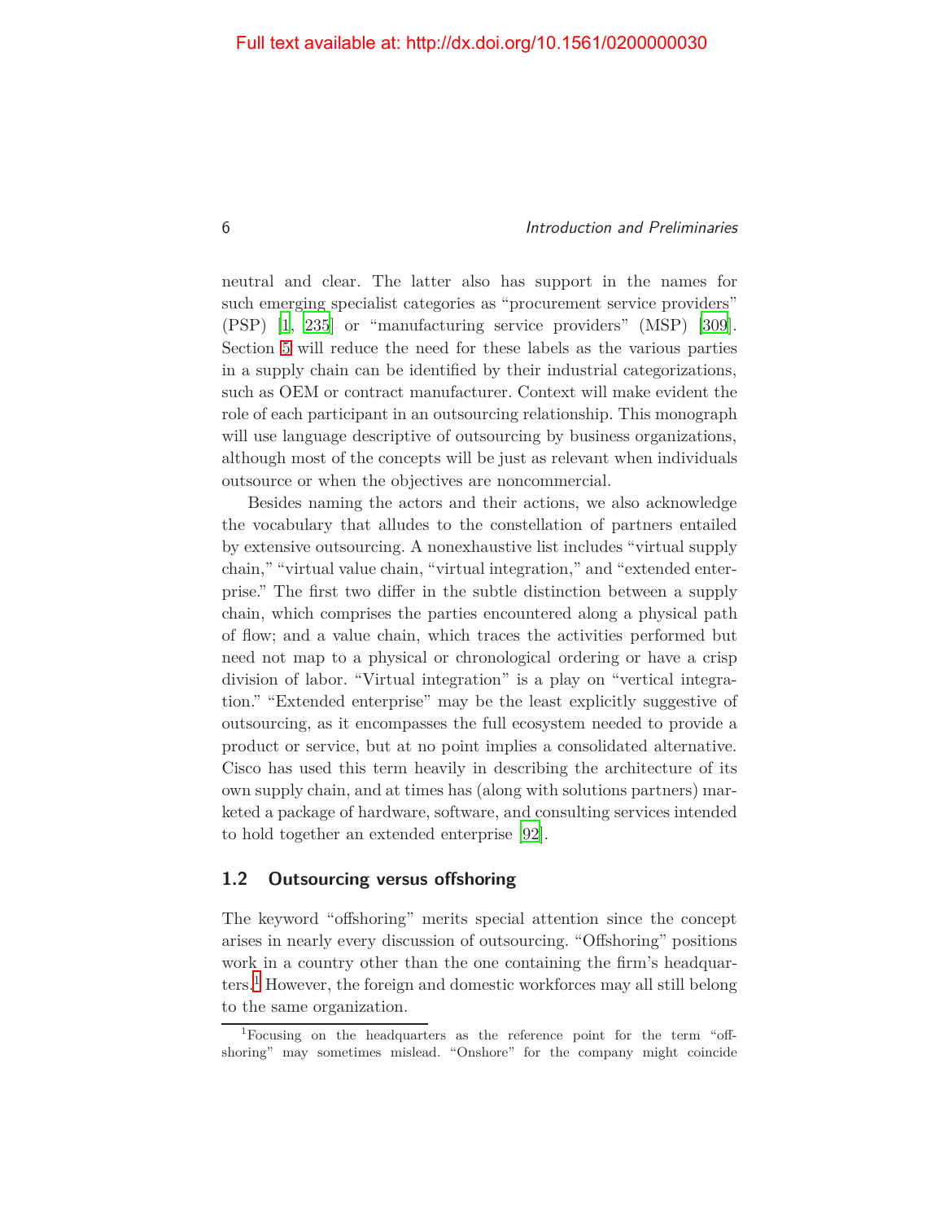neutral and clear. The latter also has support in the names for such emerging specialist categories as "procurement service providers" (PSP) [1, 235] or "manufacturing service providers" (MSP) [309]. Section 5 will reduce the need for these labels as the various parties in a supply chain can be identified by their industrial categorizations, such as OEM or contract manufacturer. Context will make evident the role of each participant in an outsourcing relationship. This monograph will use language descriptive of outsourcing by business organizations, although most of the concepts will be just as relevant when individuals outsource or when the objectives are noncommercial.

Besides naming the actors and their actions, we also acknowledge the vocabulary that alludes to the constellation of partners entailed by extensive outsourcing. A nonexhaustive list includes "virtual supply chain," "virtual value chain, "virtual integration," and "extended enterprise." The first two differ in the subtle distinction between a supply chain, which comprises the parties encountered along a physical path of flow; and a value chain, which traces the activities performed but need not map to a physical or chronological ordering or have a crisp division of labor. "Virtual integration" is a play on "vertical integration." "Extended enterprise" may be the least explicitly suggestive of outsourcing, as it encompasses the full ecosystem needed to provide a product or service, but at no point implies a consolidated alternative. Cisco has used this term heavily in describing the architecture of its own supply chain, and at times has (along with solutions partners) marketed a package of hardware, software, and consulting services intended to hold together an extended enterprise [92].

## 1.2 Outsourcing versus offshoring

The keyword "offshoring" merits special attention since the concept arises in nearly every discussion of outsourcing. "Offshoring" positions work in a country other than the one containing the firm's headquarters.[1] However, the foreign and domestic workforces may all still belong to the same organization.

[1] Focusing on the headquarters as the reference point for the term "offshoring" may sometimes mislead. "Onshore" for the company might coincide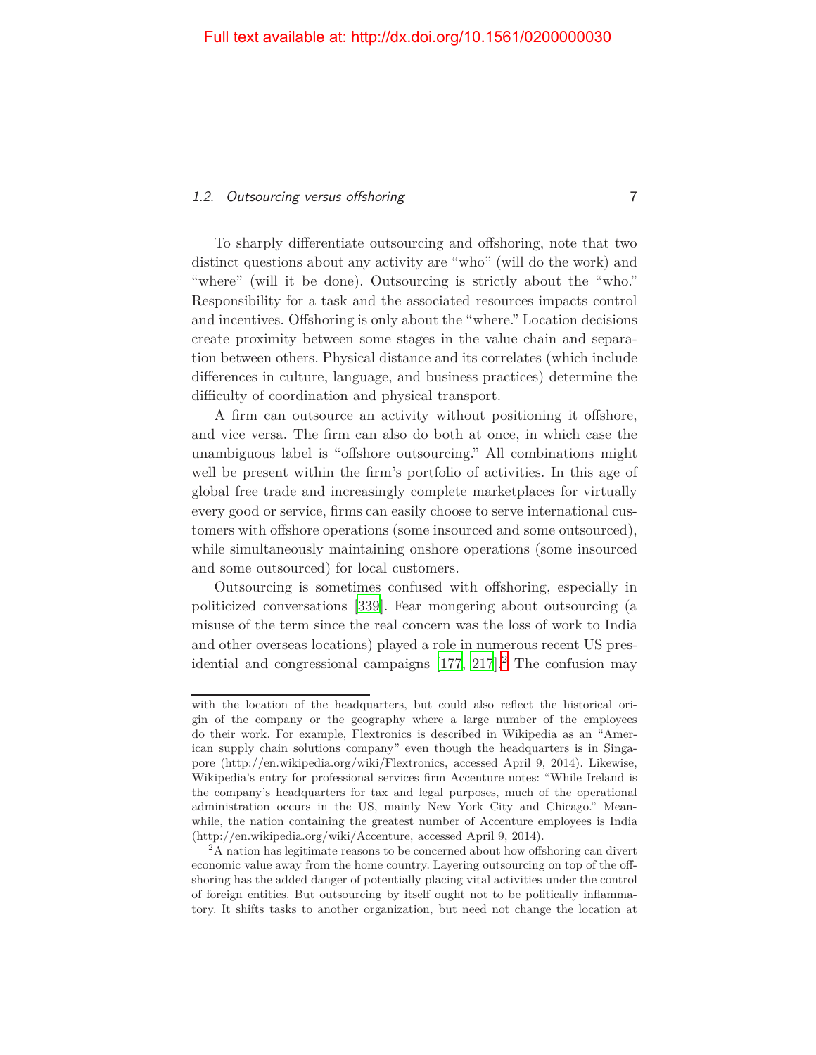To sharply differentiate outsourcing and offshoring, note that two distinct questions about any activity are "who" (will do the work) and "where" (will it be done). Outsourcing is strictly about the "who." Responsibility for a task and the associated resources impacts control and incentives. Offshoring is only about the "where." Location decisions create proximity between some stages in the value chain and separation between others. Physical distance and its correlates (which include differences in culture, language, and business practices) determine the difficulty of coordination and physical transport.

A firm can outsource an activity without positioning it offshore, and vice versa. The firm can also do both at once, in which case the unambiguous label is "offshore outsourcing." All combinations might well be present within the firm's portfolio of activities. In this age of global free trade and increasingly complete marketplaces for virtually every good or service, firms can easily choose to serve international customers with offshore operations (some insourced and some outsourced), while simultaneously maintaining onshore operations (some insourced and some outsourced) for local customers.

Outsourcing is sometimes confused with offshoring, especially in politicized conversations [339]. Fear mongering about outsourcing (a misuse of the term since the real concern was the loss of work to India and other overseas locations) played a role in numerous recent US presidential and congressional campaigns [177, 217].[2] The confusion may

---

with the location of the headquarters, but could also reflect the historical origin of the company or the geography where a large number of the employees do their work. For example, Flextronics is described in Wikipedia as an "American supply chain solutions company" even though the headquarters is in Singapore (http://en.wikipedia.org/wiki/Flextronics, accessed April 9, 2014). Likewise, Wikipedia's entry for professional services firm Accenture notes: "While Ireland is the company's headquarters for tax and legal purposes, much of the operational administration occurs in the US, mainly New York City and Chicago." Meanwhile, the nation containing the greatest number of Accenture employees is India (http://en.wikipedia.org/wiki/Accenture, accessed April 9, 2014).

[2] A nation has legitimate reasons to be concerned about how offshoring can divert economic value away from the home country. Layering outsourcing on top of the offshoring has the added danger of potentially placing vital activities under the control of foreign entities. But outsourcing by itself ought not to be politically inflammatory. It shifts tasks to another organization, but need not change the location at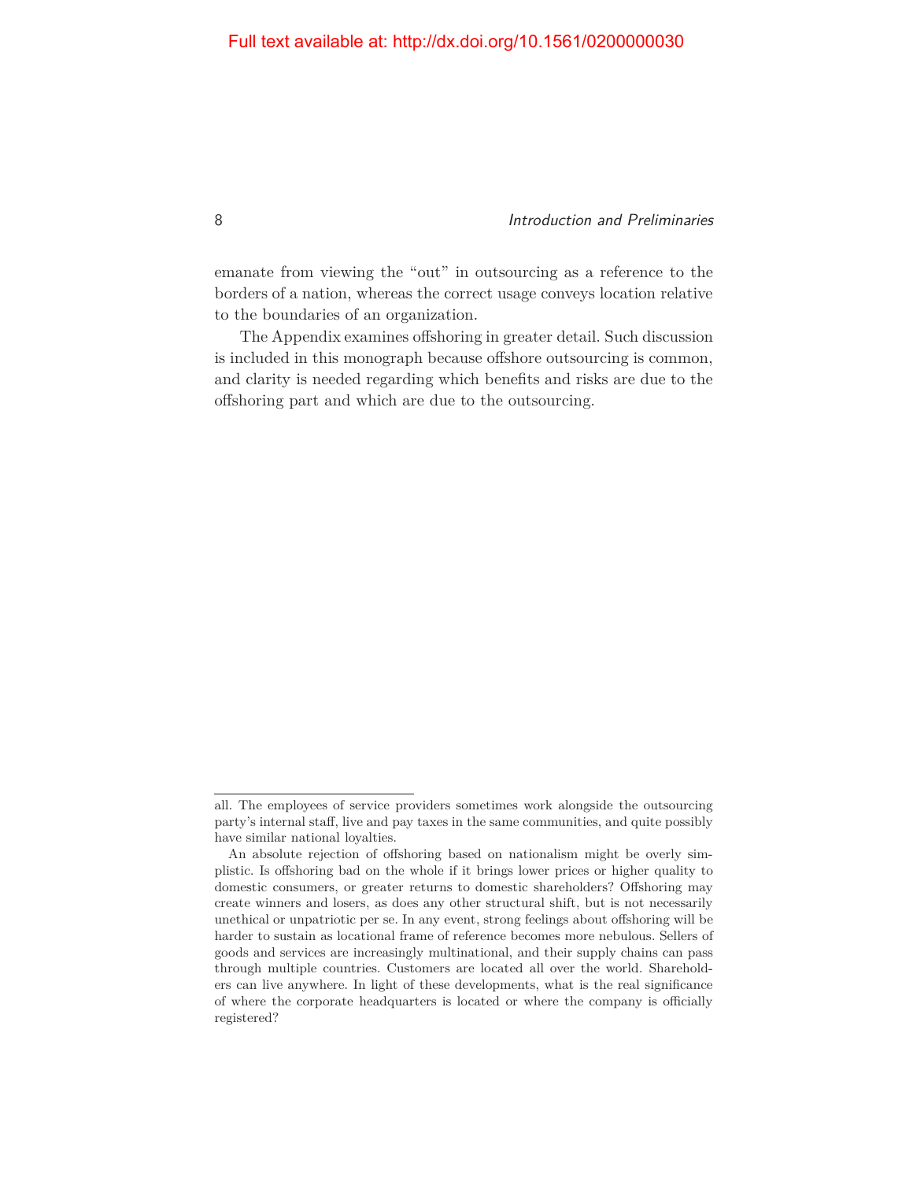emanate from viewing the "out" in outsourcing as a reference to the borders of a nation, whereas the correct usage conveys location relative to the boundaries of an organization.

The Appendix examines offshoring in greater detail. Such discussion is included in this monograph because offshore outsourcing is common, and clarity is needed regarding which benefits and risks are due to the offshoring part and which are due to the outsourcing.

---

all. The employees of service providers sometimes work alongside the outsourcing party's internal staff, live and pay taxes in the same communities, and quite possibly have similar national loyalties.

An absolute rejection of offshoring based on nationalism might be overly simplistic. Is offshoring bad on the whole if it brings lower prices or higher quality to domestic consumers, or greater returns to domestic shareholders? Offshoring may create winners and losers, as does any other structural shift, but is not necessarily unethical or unpatriotic per se. In any event, strong feelings about offshoring will be harder to sustain as locational frame of reference becomes more nebulous. Sellers of goods and services are increasingly multinational, and their supply chains can pass through multiple countries. Customers are located all over the world. Shareholders can live anywhere. In light of these developments, what is the real significance of where the corporate headquarters is located or where the company is officially registered?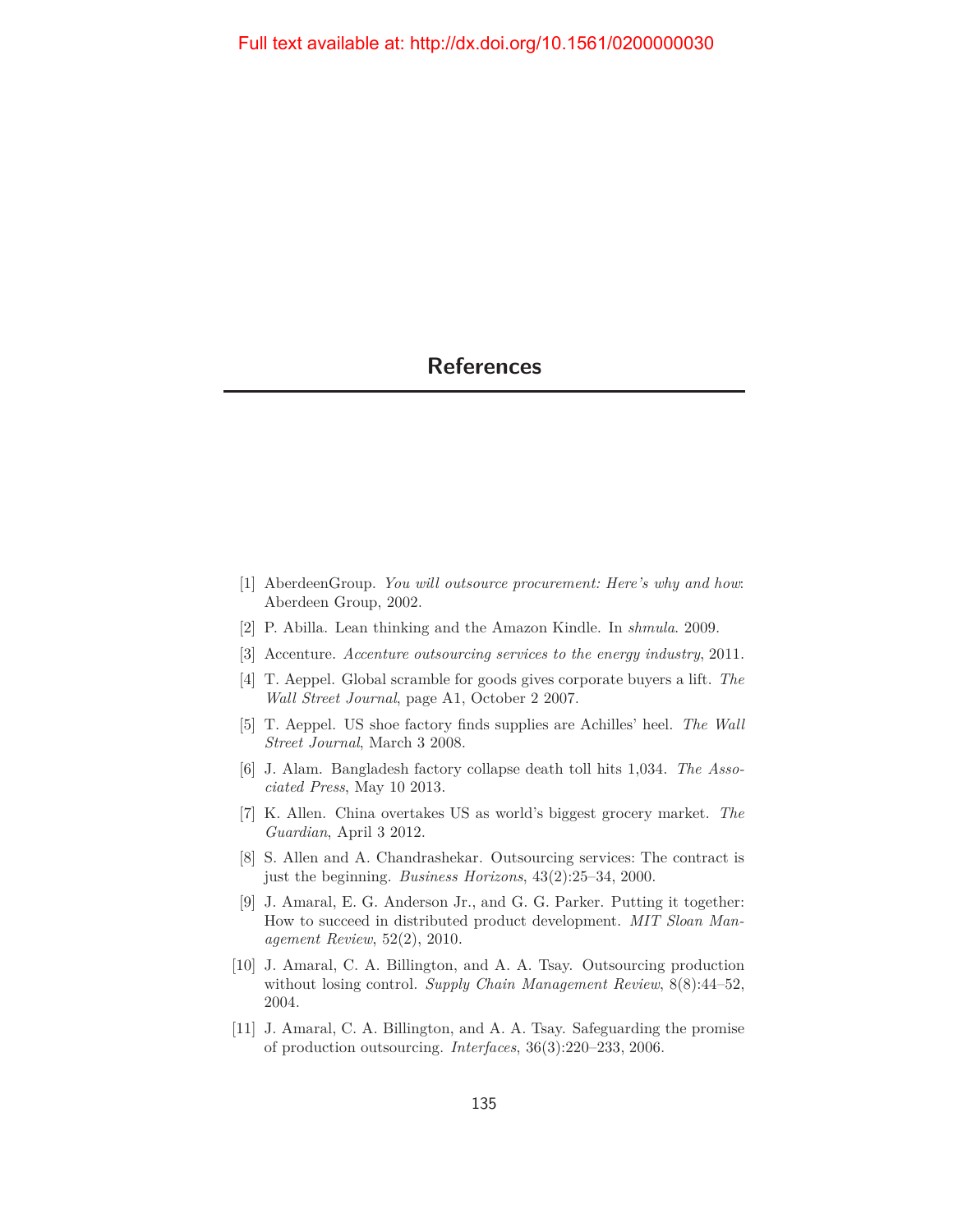# References

[1] AberdeenGroup. *You will outsource procurement: Here's why and how*: Aberdeen Group, 2002.

[2] P. Abilla. Lean thinking and the Amazon Kindle. In *shmula*. 2009.

[3] Accenture. *Accenture outsourcing services to the energy industry*, 2011.

[4] T. Aeppel. Global scramble for goods gives corporate buyers a lift. *The Wall Street Journal*, page A1, October 2 2007.

[5] T. Aeppel. US shoe factory finds supplies are Achilles' heel. *The Wall Street Journal*, March 3 2008.

[6] J. Alam. Bangladesh factory collapse death toll hits 1,034. *The Associated Press*, May 10 2013.

[7] K. Allen. China overtakes US as world's biggest grocery market. *The Guardian*, April 3 2012.

[8] S. Allen and A. Chandrashekar. Outsourcing services: The contract is just the beginning. *Business Horizons*, 43(2):25–34, 2000.

[9] J. Amaral, E. G. Anderson Jr., and G. G. Parker. Putting it together: How to succeed in distributed product development. *MIT Sloan Management Review*, 52(2), 2010.

[10] J. Amaral, C. A. Billington, and A. A. Tsay. Outsourcing production without losing control. *Supply Chain Management Review*, 8(8):44–52, 2004.

[11] J. Amaral, C. A. Billington, and A. A. Tsay. Safeguarding the promise of production outsourcing. *Interfaces*, 36(3):220–233, 2006.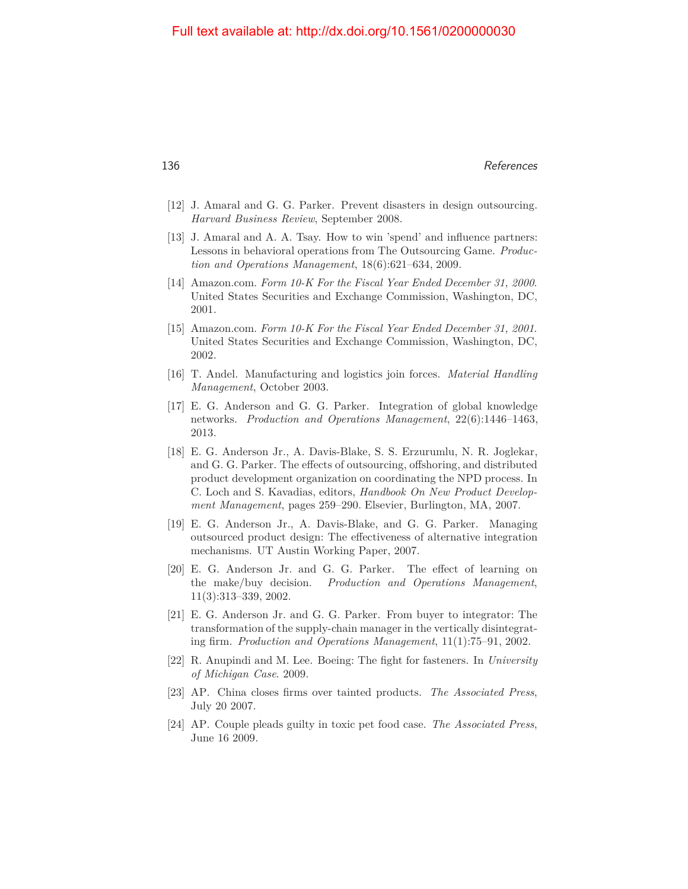[12] J. Amaral and G. G. Parker. Prevent disasters in design outsourcing. *Harvard Business Review*, September 2008.

[13] J. Amaral and A. A. Tsay. How to win 'spend' and influence partners: Lessons in behavioral operations from The Outsourcing Game. *Production and Operations Management*, 18(6):621–634, 2009.

[14] Amazon.com. *Form 10-K For the Fiscal Year Ended December 31, 2000*. United States Securities and Exchange Commission, Washington, DC, 2001.

[15] Amazon.com. *Form 10-K For the Fiscal Year Ended December 31, 2001.* United States Securities and Exchange Commission, Washington, DC, 2002.

[16] T. Andel. Manufacturing and logistics join forces. *Material Handling Management*, October 2003.

[17] E. G. Anderson and G. G. Parker. Integration of global knowledge networks. *Production and Operations Management*, 22(6):1446–1463, 2013.

[18] E. G. Anderson Jr., A. Davis-Blake, S. S. Erzurumlu, N. R. Joglekar, and G. G. Parker. The effects of outsourcing, offshoring, and distributed product development organization on coordinating the NPD process. In C. Loch and S. Kavadias, editors, *Handbook On New Product Development Management*, pages 259–290. Elsevier, Burlington, MA, 2007.

[19] E. G. Anderson Jr., A. Davis-Blake, and G. G. Parker. Managing outsourced product design: The effectiveness of alternative integration mechanisms. UT Austin Working Paper, 2007.

[20] E. G. Anderson Jr. and G. G. Parker. The effect of learning on the make/buy decision. *Production and Operations Management*, 11(3):313–339, 2002.

[21] E. G. Anderson Jr. and G. G. Parker. From buyer to integrator: The transformation of the supply-chain manager in the vertically disintegrating firm. *Production and Operations Management*, 11(1):75–91, 2002.

[22] R. Anupindi and M. Lee. Boeing: The fight for fasteners. In *University of Michigan Case*. 2009.

[23] AP. China closes firms over tainted products. *The Associated Press*, July 20 2007.

[24] AP. Couple pleads guilty in toxic pet food case. *The Associated Press*, June 16 2009.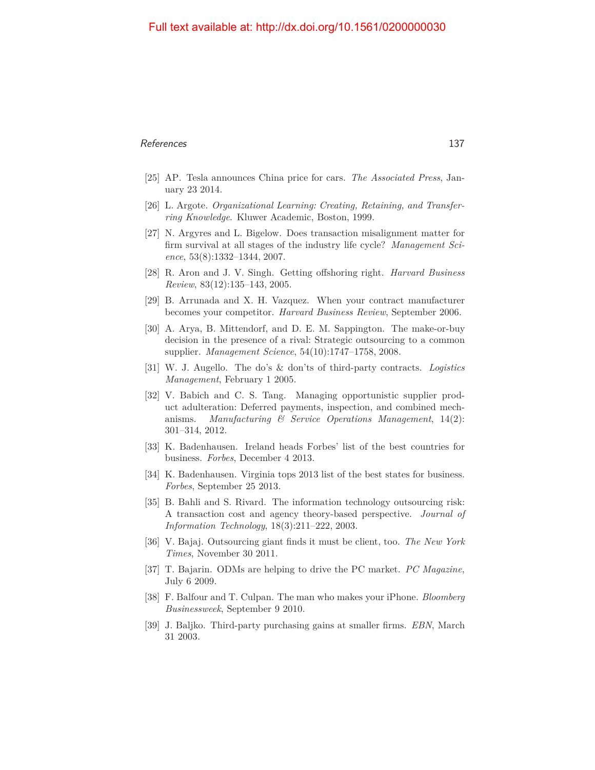[25] AP. Tesla announces China price for cars. *The Associated Press*, January 23 2014.

[26] L. Argote. *Organizational Learning: Creating, Retaining, and Transferring Knowledge*. Kluwer Academic, Boston, 1999.

[27] N. Argyres and L. Bigelow. Does transaction misalignment matter for firm survival at all stages of the industry life cycle? *Management Science*, 53(8):1332–1344, 2007.

[28] R. Aron and J. V. Singh. Getting offshoring right. *Harvard Business Review*, 83(12):135–143, 2005.

[29] B. Arrunada and X. H. Vazquez. When your contract manufacturer becomes your competitor. *Harvard Business Review*, September 2006.

[30] A. Arya, B. Mittendorf, and D. E. M. Sappington. The make-or-buy decision in the presence of a rival: Strategic outsourcing to a common supplier. *Management Science*, 54(10):1747–1758, 2008.

[31] W. J. Augello. The do's & don'ts of third-party contracts. *Logistics Management*, February 1 2005.

[32] V. Babich and C. S. Tang. Managing opportunistic supplier product adulteration: Deferred payments, inspection, and combined mechanisms. *Manufacturing & Service Operations Management*, 14(2): 301–314, 2012.

[33] K. Badenhausen. Ireland heads Forbes' list of the best countries for business. *Forbes*, December 4 2013.

[34] K. Badenhausen. Virginia tops 2013 list of the best states for business. *Forbes*, September 25 2013.

[35] B. Bahli and S. Rivard. The information technology outsourcing risk: A transaction cost and agency theory-based perspective. *Journal of Information Technology*, 18(3):211–222, 2003.

[36] V. Bajaj. Outsourcing giant finds it must be client, too. *The New York Times*, November 30 2011.

[37] T. Bajarin. ODMs are helping to drive the PC market. *PC Magazine*, July 6 2009.

[38] F. Balfour and T. Culpan. The man who makes your iPhone. *Bloomberg Businessweek*, September 9 2010.

[39] J. Baljko. Third-party purchasing gains at smaller firms. *EBN*, March 31 2003.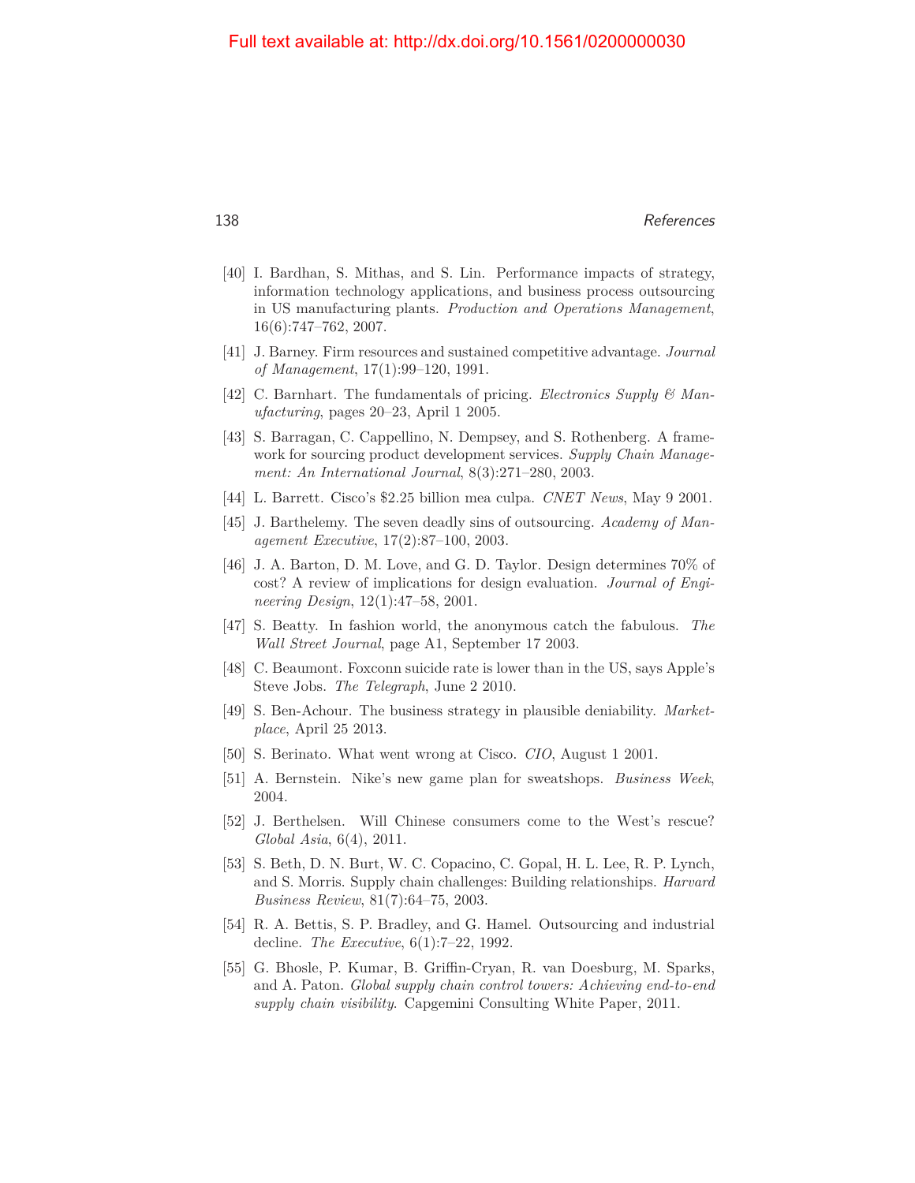[40] I. Bardhan, S. Mithas, and S. Lin. Performance impacts of strategy, information technology applications, and business process outsourcing in US manufacturing plants. *Production and Operations Management*, 16(6):747–762, 2007.

[41] J. Barney. Firm resources and sustained competitive advantage. *Journal of Management*, 17(1):99–120, 1991.

[42] C. Barnhart. The fundamentals of pricing. *Electronics Supply & Manufacturing*, pages 20–23, April 1 2005.

[43] S. Barragan, C. Cappellino, N. Dempsey, and S. Rothenberg. A framework for sourcing product development services. *Supply Chain Management: An International Journal*, 8(3):271–280, 2003.

[44] L. Barrett. Cisco's $2.25 billion mea culpa. *CNET News*, May 9 2001.

[45] J. Barthelemy. The seven deadly sins of outsourcing. *Academy of Management Executive*, 17(2):87–100, 2003.

[46] J. A. Barton, D. M. Love, and G. D. Taylor. Design determines 70% of cost? A review of implications for design evaluation. *Journal of Engineering Design*, 12(1):47–58, 2001.

[47] S. Beatty. In fashion world, the anonymous catch the fabulous. *The Wall Street Journal*, page A1, September 17 2003.

[48] C. Beaumont. Foxconn suicide rate is lower than in the US, says Apple's Steve Jobs. *The Telegraph*, June 2 2010.

[49] S. Ben-Achour. The business strategy in plausible deniability. *Marketplace*, April 25 2013.

[50] S. Berinato. What went wrong at Cisco. *CIO*, August 1 2001.

[51] A. Bernstein. Nike's new game plan for sweatshops. *Business Week*, 2004.

[52] J. Berthelsen. Will Chinese consumers come to the West's rescue? *Global Asia*, 6(4), 2011.

[53] S. Beth, D. N. Burt, W. C. Copacino, C. Gopal, H. L. Lee, R. P. Lynch, and S. Morris. Supply chain challenges: Building relationships. *Harvard Business Review*, 81(7):64–75, 2003.

[54] R. A. Bettis, S. P. Bradley, and G. Hamel. Outsourcing and industrial decline. *The Executive*, 6(1):7–22, 1992.

[55] G. Bhosle, P. Kumar, B. Griffin-Cryan, R. van Doesburg, M. Sparks, and A. Paton. *Global supply chain control towers: Achieving end-to-end supply chain visibility*. Capgemini Consulting White Paper, 2011.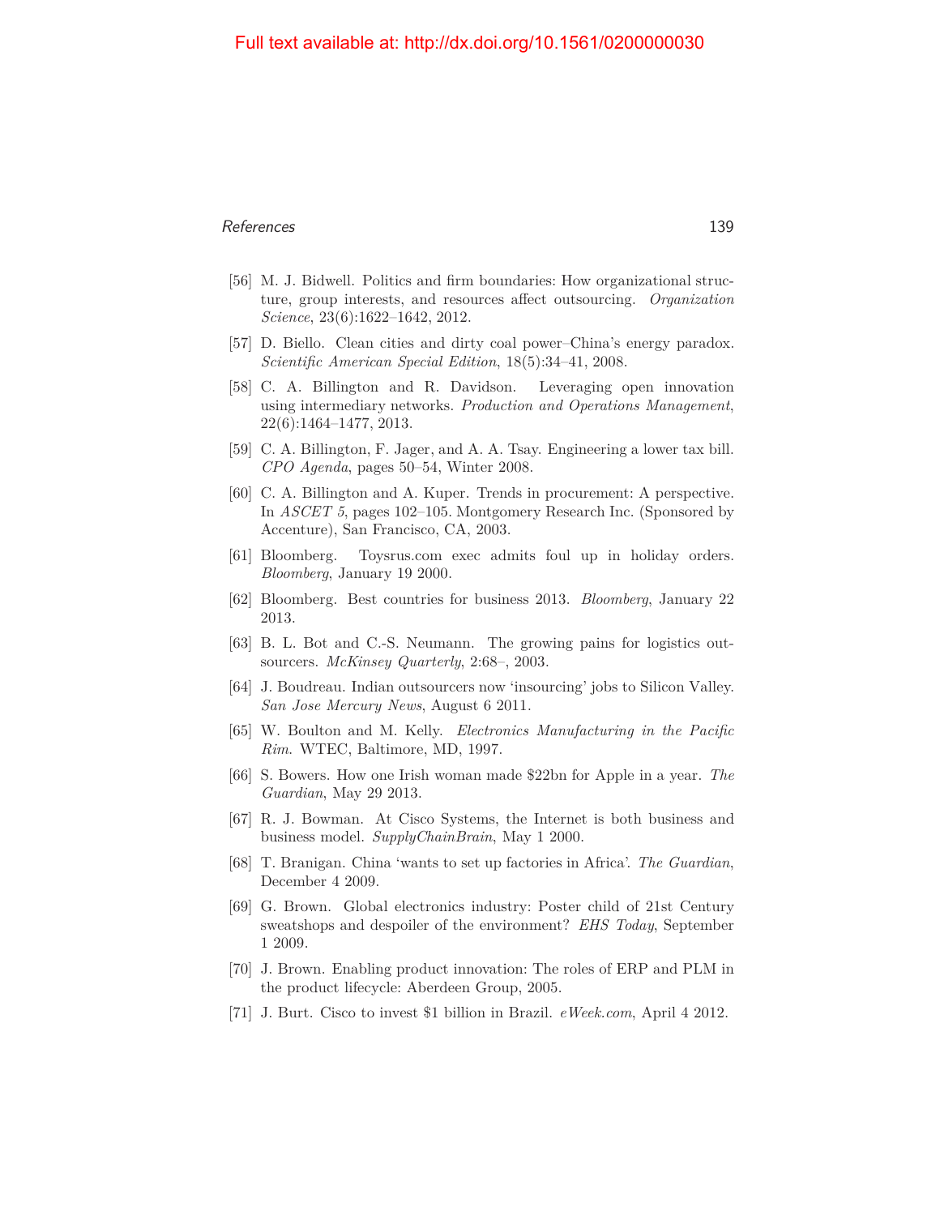[56] M. J. Bidwell. Politics and firm boundaries: How organizational structure, group interests, and resources affect outsourcing. *Organization Science*, 23(6):1622–1642, 2012.

[57] D. Biello. Clean cities and dirty coal power–China's energy paradox. *Scientific American Special Edition*, 18(5):34–41, 2008.

[58] C. A. Billington and R. Davidson. Leveraging open innovation using intermediary networks. *Production and Operations Management*, 22(6):1464–1477, 2013.

[59] C. A. Billington, F. Jager, and A. A. Tsay. Engineering a lower tax bill. *CPO Agenda*, pages 50–54, Winter 2008.

[60] C. A. Billington and A. Kuper. Trends in procurement: A perspective. In *ASCET 5*, pages 102–105. Montgomery Research Inc. (Sponsored by Accenture), San Francisco, CA, 2003.

[61] Bloomberg. Toysrus.com exec admits foul up in holiday orders. *Bloomberg*, January 19 2000.

[62] Bloomberg. Best countries for business 2013. *Bloomberg*, January 22 2013.

[63] B. L. Bot and C.-S. Neumann. The growing pains for logistics outsourcers. *McKinsey Quarterly*, 2:68–, 2003.

[64] J. Boudreau. Indian outsourcers now 'insourcing' jobs to Silicon Valley. *San Jose Mercury News*, August 6 2011.

[65] W. Boulton and M. Kelly. *Electronics Manufacturing in the Pacific Rim*. WTEC, Baltimore, MD, 1997.

[66] S. Bowers. How one Irish woman made $22bn for Apple in a year. *The Guardian*, May 29 2013.

[67] R. J. Bowman. At Cisco Systems, the Internet is both business and business model. *SupplyChainBrain*, May 1 2000.

[68] T. Branigan. China 'wants to set up factories in Africa'. *The Guardian*, December 4 2009.

[69] G. Brown. Global electronics industry: Poster child of 21st Century sweatshops and despoiler of the environment? *EHS Today*, September 1 2009.

[70] J. Brown. Enabling product innovation: The roles of ERP and PLM in the product lifecycle: Aberdeen Group, 2005.

[71] J. Burt. Cisco to invest $1 billion in Brazil. *eWeek.com*, April 4 2012.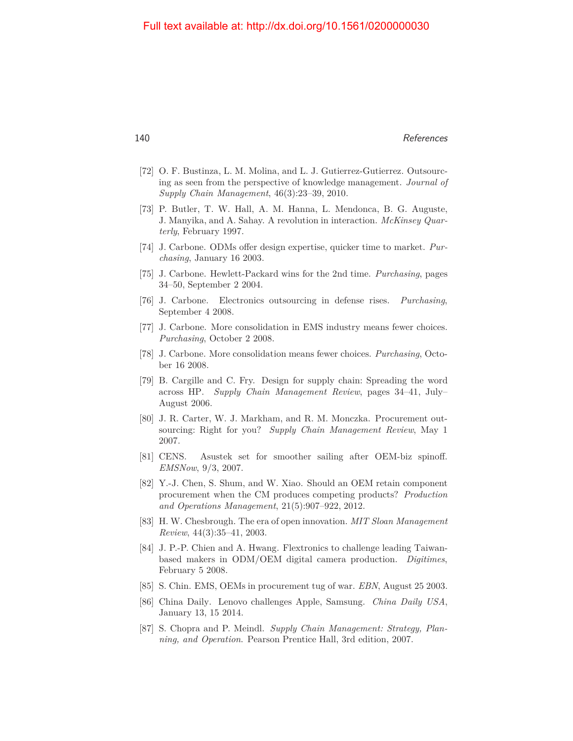[72] O. F. Bustinza, L. M. Molina, and L. J. Gutierrez-Gutierrez. Outsourcing as seen from the perspective of knowledge management. *Journal of Supply Chain Management*, 46(3):23–39, 2010.

[73] P. Butler, T. W. Hall, A. M. Hanna, L. Mendonca, B. G. Auguste, J. Manyika, and A. Sahay. A revolution in interaction. *McKinsey Quarterly*, February 1997.

[74] J. Carbone. ODMs offer design expertise, quicker time to market. *Purchasing*, January 16 2003.

[75] J. Carbone. Hewlett-Packard wins for the 2nd time. *Purchasing*, pages 34–50, September 2 2004.

[76] J. Carbone. Electronics outsourcing in defense rises. *Purchasing*, September 4 2008.

[77] J. Carbone. More consolidation in EMS industry means fewer choices. *Purchasing*, October 2 2008.

[78] J. Carbone. More consolidation means fewer choices. *Purchasing*, October 16 2008.

[79] B. Cargille and C. Fry. Design for supply chain: Spreading the word across HP. *Supply Chain Management Review*, pages 34–41, July–August 2006.

[80] J. R. Carter, W. J. Markham, and R. M. Monczka. Procurement outsourcing: Right for you? *Supply Chain Management Review*, May 1 2007.

[81] CENS. Asustek set for smoother sailing after OEM-biz spinoff. *EMSNow*, 9/3, 2007.

[82] Y.-J. Chen, S. Shum, and W. Xiao. Should an OEM retain component procurement when the CM produces competing products? *Production and Operations Management*, 21(5):907–922, 2012.

[83] H. W. Chesbrough. The era of open innovation. *MIT Sloan Management Review*, 44(3):35–41, 2003.

[84] J. P.-P. Chien and A. Hwang. Flextronics to challenge leading Taiwan-based makers in ODM/OEM digital camera production. *Digitimes*, February 5 2008.

[85] S. Chin. EMS, OEMs in procurement tug of war. *EBN*, August 25 2003.

[86] China Daily. Lenovo challenges Apple, Samsung. *China Daily USA*, January 13, 15 2014.

[87] S. Chopra and P. Meindl. *Supply Chain Management: Strategy, Planning, and Operation*. Pearson Prentice Hall, 3rd edition, 2007.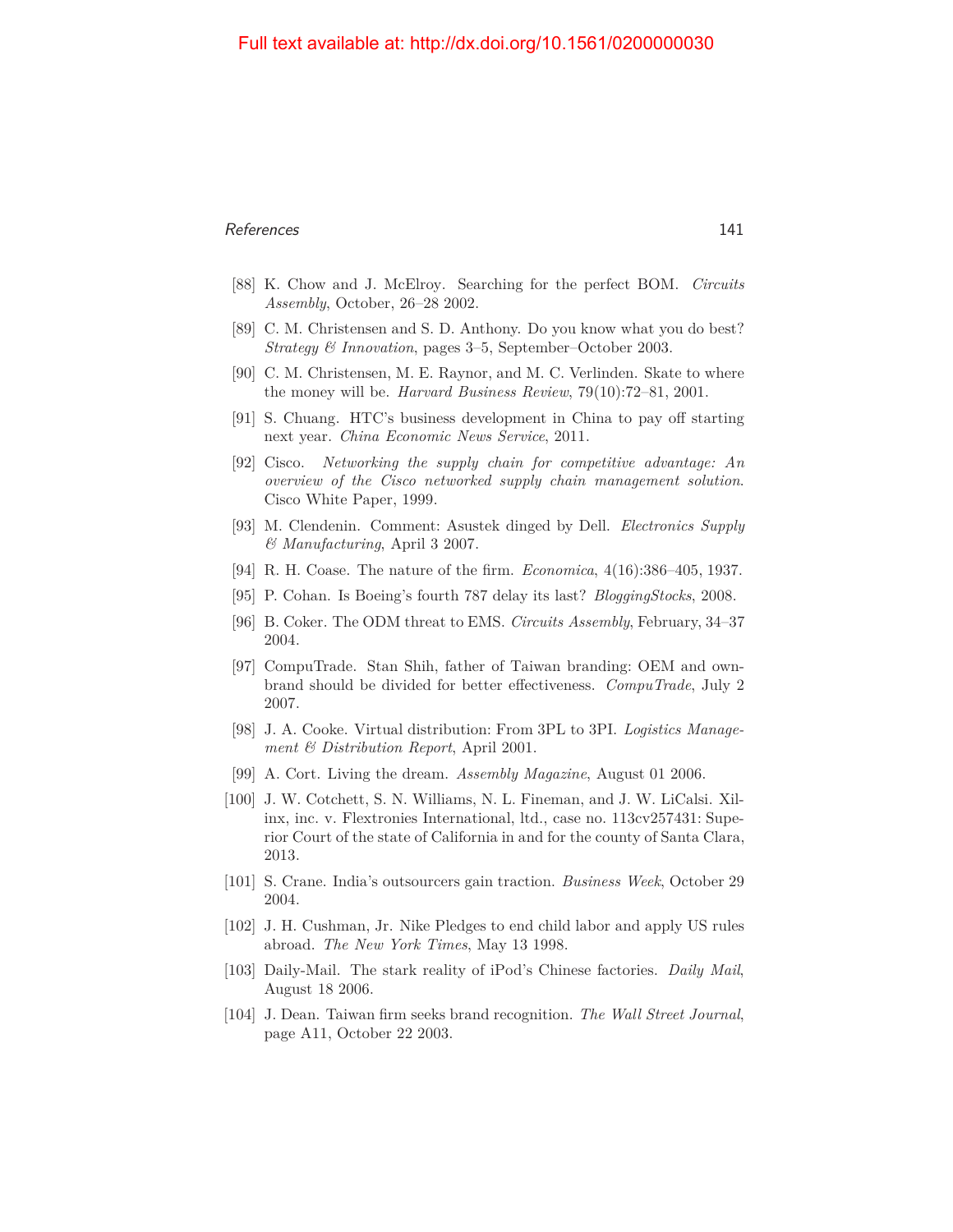[88] K. Chow and J. McElroy. Searching for the perfect BOM. *Circuits Assembly*, October, 26–28 2002.

[89] C. M. Christensen and S. D. Anthony. Do you know what you do best? *Strategy & Innovation*, pages 3–5, September–October 2003.

[90] C. M. Christensen, M. E. Raynor, and M. C. Verlinden. Skate to where the money will be. *Harvard Business Review*, 79(10):72–81, 2001.

[91] S. Chuang. HTC's business development in China to pay off starting next year. *China Economic News Service*, 2011.

[92] Cisco. *Networking the supply chain for competitive advantage: An overview of the Cisco networked supply chain management solution*. Cisco White Paper, 1999.

[93] M. Clendenin. Comment: Asustek dinged by Dell. *Electronics Supply & Manufacturing*, April 3 2007.

[94] R. H. Coase. The nature of the firm. *Economica*, 4(16):386–405, 1937.

[95] P. Cohan. Is Boeing's fourth 787 delay its last? *BloggingStocks*, 2008.

[96] B. Coker. The ODM threat to EMS. *Circuits Assembly*, February, 34–37 2004.

[97] CompuTrade. Stan Shih, father of Taiwan branding: OEM and own-brand should be divided for better effectiveness. *CompuTrade*, July 2 2007.

[98] J. A. Cooke. Virtual distribution: From 3PL to 3PI. *Logistics Management & Distribution Report*, April 2001.

[99] A. Cort. Living the dream. *Assembly Magazine*, August 01 2006.

[100] J. W. Cotchett, S. N. Williams, N. L. Fineman, and J. W. LiCalsi. Xilinx, inc. v. Flextronics International, ltd., case no. 113cv257431: Superior Court of the state of California in and for the county of Santa Clara, 2013.

[101] S. Crane. India's outsourcers gain traction. *Business Week*, October 29 2004.

[102] J. H. Cushman, Jr. Nike Pledges to end child labor and apply US rules abroad. *The New York Times*, May 13 1998.

[103] Daily-Mail. The stark reality of iPod's Chinese factories. *Daily Mail*, August 18 2006.

[104] J. Dean. Taiwan firm seeks brand recognition. *The Wall Street Journal*, page A11, October 22 2003.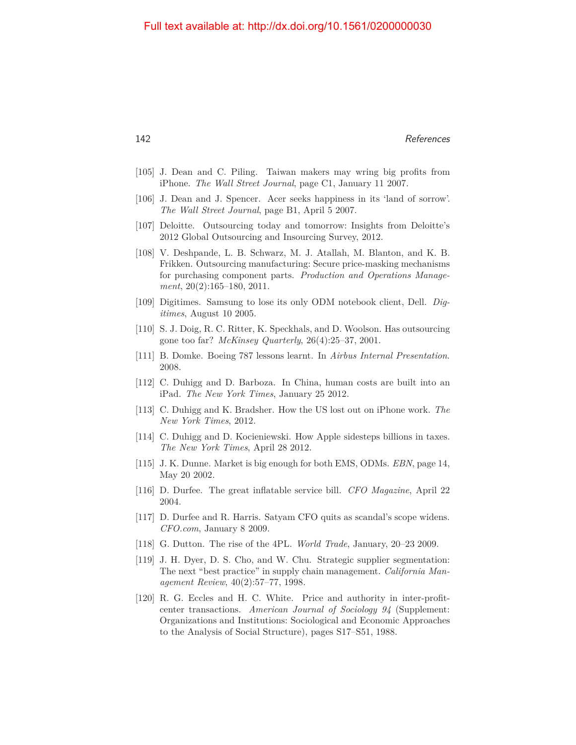[105] J. Dean and C. Piling. Taiwan makers may wring big profits from iPhone. *The Wall Street Journal*, page C1, January 11 2007.

[106] J. Dean and J. Spencer. Acer seeks happiness in its 'land of sorrow'. *The Wall Street Journal*, page B1, April 5 2007.

[107] Deloitte. Outsourcing today and tomorrow: Insights from Deloitte's 2012 Global Outsourcing and Insourcing Survey, 2012.

[108] V. Deshpande, L. B. Schwarz, M. J. Atallah, M. Blanton, and K. B. Frikken. Outsourcing manufacturing: Secure price-masking mechanisms for purchasing component parts. *Production and Operations Management*, 20(2):165–180, 2011.

[109] Digitimes. Samsung to lose its only ODM notebook client, Dell. *Digitimes*, August 10 2005.

[110] S. J. Doig, R. C. Ritter, K. Speckhals, and D. Woolson. Has outsourcing gone too far? *McKinsey Quarterly*, 26(4):25–37, 2001.

[111] B. Domke. Boeing 787 lessons learnt. In *Airbus Internal Presentation*. 2008.

[112] C. Duhigg and D. Barboza. In China, human costs are built into an iPad. *The New York Times*, January 25 2012.

[113] C. Duhigg and K. Bradsher. How the US lost out on iPhone work. *The New York Times*, 2012.

[114] C. Duhigg and D. Kocieniewski. How Apple sidesteps billions in taxes. *The New York Times*, April 28 2012.

[115] J. K. Dunne. Market is big enough for both EMS, ODMs. *EBN*, page 14, May 20 2002.

[116] D. Durfee. The great inflatable service bill. *CFO Magazine*, April 22 2004.

[117] D. Durfee and R. Harris. Satyam CFO quits as scandal's scope widens. *CFO.com*, January 8 2009.

[118] G. Dutton. The rise of the 4PL. *World Trade*, January, 20–23 2009.

[119] J. H. Dyer, D. S. Cho, and W. Chu. Strategic supplier segmentation: The next "best practice" in supply chain management. *California Management Review*, 40(2):57–77, 1998.

[120] R. G. Eccles and H. C. White. Price and authority in inter-profit-center transactions. *American Journal of Sociology 94* (Supplement: Organizations and Institutions: Sociological and Economic Approaches to the Analysis of Social Structure), pages S17–S51, 1988.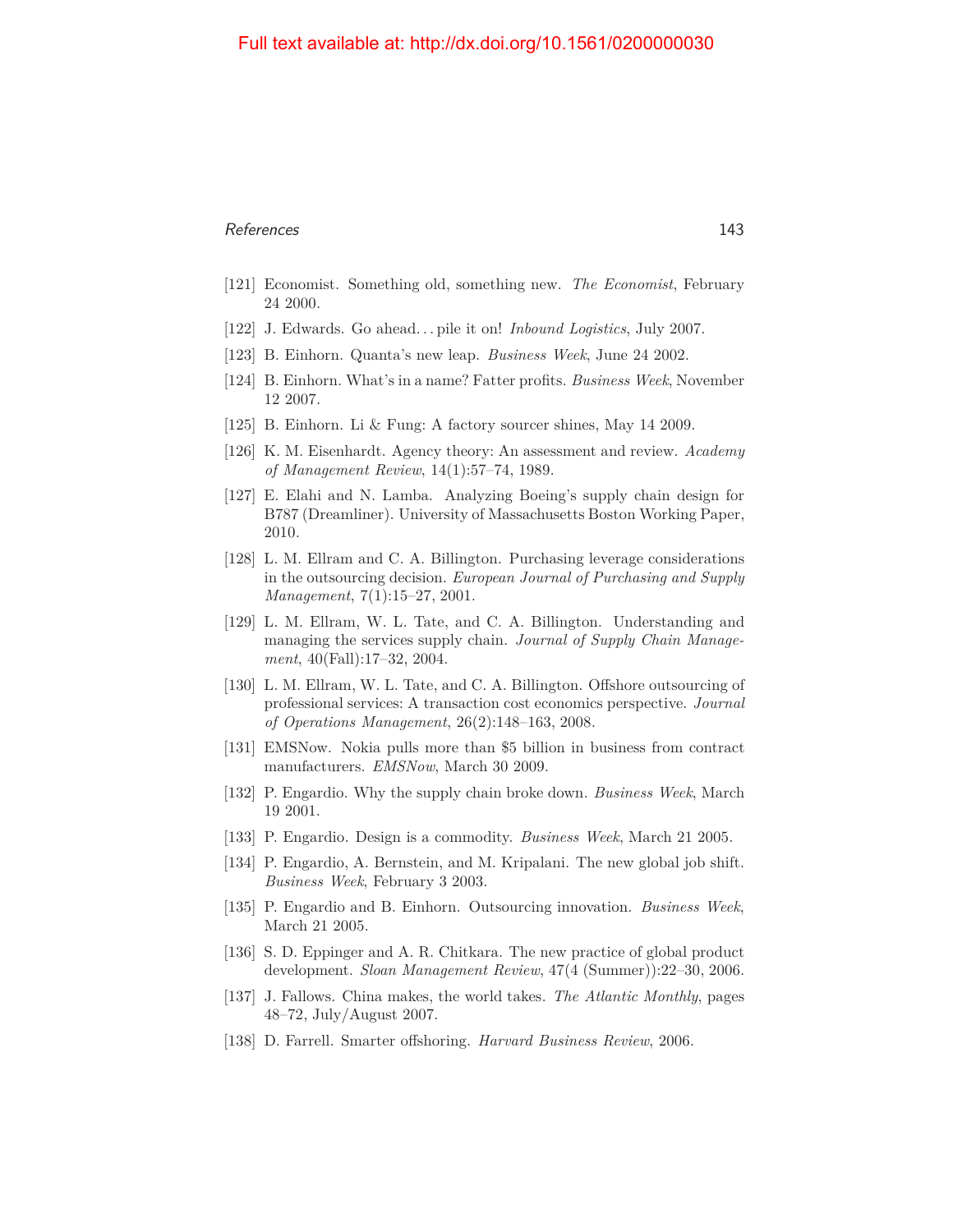[121] Economist. Something old, something new. *The Economist*, February 24 2000.

[122] J. Edwards. Go ahead. . . pile it on! *Inbound Logistics*, July 2007.

[123] B. Einhorn. Quanta's new leap. *Business Week*, June 24 2002.

[124] B. Einhorn. What's in a name? Fatter profits. *Business Week*, November 12 2007.

[125] B. Einhorn. Li & Fung: A factory sourcer shines, May 14 2009.

[126] K. M. Eisenhardt. Agency theory: An assessment and review. *Academy of Management Review*, 14(1):57–74, 1989.

[127] E. Elahi and N. Lamba. Analyzing Boeing's supply chain design for B787 (Dreamliner). University of Massachusetts Boston Working Paper, 2010.

[128] L. M. Ellram and C. A. Billington. Purchasing leverage considerations in the outsourcing decision. *European Journal of Purchasing and Supply Management*, 7(1):15–27, 2001.

[129] L. M. Ellram, W. L. Tate, and C. A. Billington. Understanding and managing the services supply chain. *Journal of Supply Chain Management*, 40(Fall):17–32, 2004.

[130] L. M. Ellram, W. L. Tate, and C. A. Billington. Offshore outsourcing of professional services: A transaction cost economics perspective. *Journal of Operations Management*, 26(2):148–163, 2008.

[131] EMSNow. Nokia pulls more than $5 billion in business from contract manufacturers. *EMSNow*, March 30 2009.

[132] P. Engardio. Why the supply chain broke down. *Business Week*, March 19 2001.

[133] P. Engardio. Design is a commodity. *Business Week*, March 21 2005.

[134] P. Engardio, A. Bernstein, and M. Kripalani. The new global job shift. *Business Week*, February 3 2003.

[135] P. Engardio and B. Einhorn. Outsourcing innovation. *Business Week*, March 21 2005.

[136] S. D. Eppinger and A. R. Chitkara. The new practice of global product development. *Sloan Management Review*, 47(4 (Summer)):22–30, 2006.

[137] J. Fallows. China makes, the world takes. *The Atlantic Monthly*, pages 48–72, July/August 2007.

[138] D. Farrell. Smarter offshoring. *Harvard Business Review*, 2006.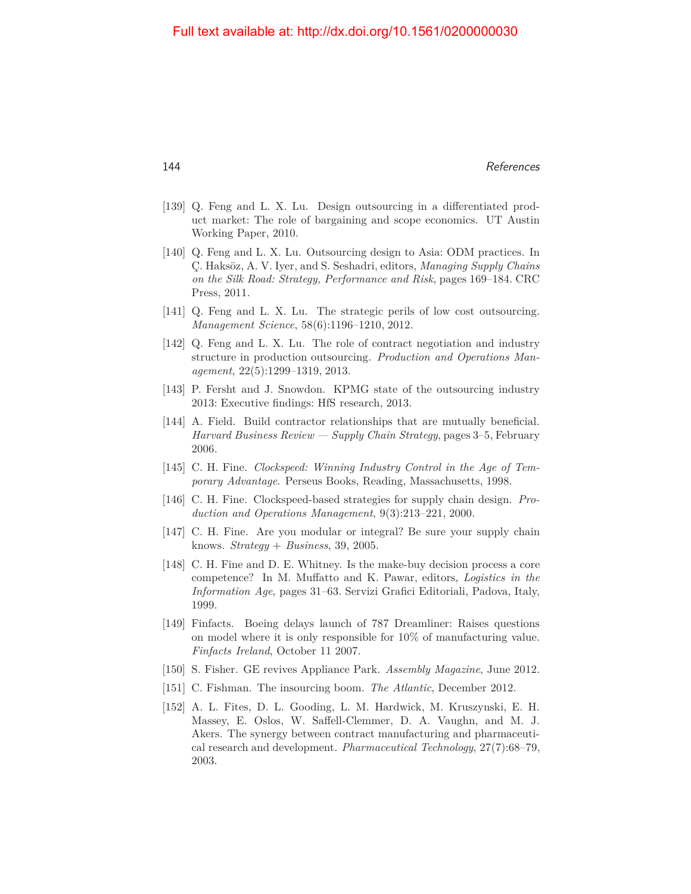[139] Q. Feng and L. X. Lu. Design outsourcing in a differentiated product market: The role of bargaining and scope economics. UT Austin Working Paper, 2010.

[140] Q. Feng and L. X. Lu. Outsourcing design to Asia: ODM practices. In Ç. Haksöz, A. V. Iyer, and S. Seshadri, editors, *Managing Supply Chains on the Silk Road: Strategy, Performance and Risk*, pages 169–184. CRC Press, 2011.

[141] Q. Feng and L. X. Lu. The strategic perils of low cost outsourcing. *Management Science*, 58(6):1196–1210, 2012.

[142] Q. Feng and L. X. Lu. The role of contract negotiation and industry structure in production outsourcing. *Production and Operations Management*, 22(5):1299–1319, 2013.

[143] P. Fersht and J. Snowdon. KPMG state of the outsourcing industry 2013: Executive findings: HfS research, 2013.

[144] A. Field. Build contractor relationships that are mutually beneficial. *Harvard Business Review — Supply Chain Strategy*, pages 3–5, February 2006.

[145] C. H. Fine. *Clockspeed: Winning Industry Control in the Age of Temporary Advantage*. Perseus Books, Reading, Massachusetts, 1998.

[146] C. H. Fine. Clockspeed-based strategies for supply chain design. *Production and Operations Management*, 9(3):213–221, 2000.

[147] C. H. Fine. Are you modular or integral? Be sure your supply chain knows. *Strategy + Business*, 39, 2005.

[148] C. H. Fine and D. E. Whitney. Is the make-buy decision process a core competence? In M. Muffatto and K. Pawar, editors, *Logistics in the Information Age*, pages 31–63. Servizi Grafici Editoriali, Padova, Italy, 1999.

[149] Finfacts. Boeing delays launch of 787 Dreamliner: Raises questions on model where it is only responsible for 10% of manufacturing value. *Finfacts Ireland*, October 11 2007.

[150] S. Fisher. GE revives Appliance Park. *Assembly Magazine*, June 2012.

[151] C. Fishman. The insourcing boom. *The Atlantic*, December 2012.

[152] A. L. Fites, D. L. Gooding, L. M. Hardwick, M. Kruszynski, E. H. Massey, E. Oslos, W. Saffell-Clemmer, D. A. Vaughn, and M. J. Akers. The synergy between contract manufacturing and pharmaceutical research and development. *Pharmaceutical Technology*, 27(7):68–79, 2003.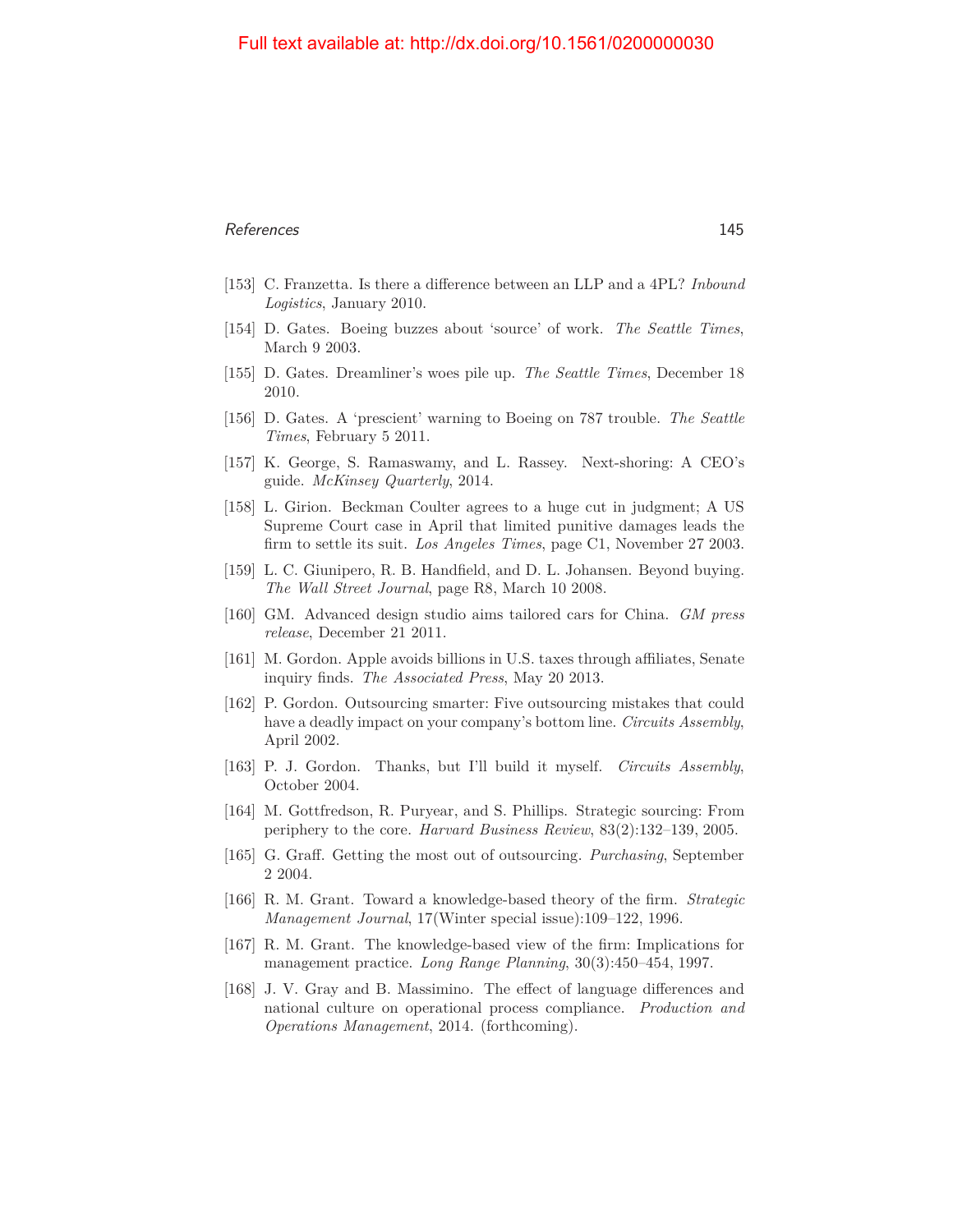[153] C. Franzetta. Is there a difference between an LLP and a 4PL? *Inbound Logistics*, January 2010.

[154] D. Gates. Boeing buzzes about 'source' of work. *The Seattle Times*, March 9 2003.

[155] D. Gates. Dreamliner's woes pile up. *The Seattle Times*, December 18 2010.

[156] D. Gates. A 'prescient' warning to Boeing on 787 trouble. *The Seattle Times*, February 5 2011.

[157] K. George, S. Ramaswamy, and L. Rassey. Next-shoring: A CEO's guide. *McKinsey Quarterly*, 2014.

[158] L. Girion. Beckman Coulter agrees to a huge cut in judgment; A US Supreme Court case in April that limited punitive damages leads the firm to settle its suit. *Los Angeles Times*, page C1, November 27 2003.

[159] L. C. Giunipero, R. B. Handfield, and D. L. Johansen. Beyond buying. *The Wall Street Journal*, page R8, March 10 2008.

[160] GM. Advanced design studio aims tailored cars for China. *GM press release*, December 21 2011.

[161] M. Gordon. Apple avoids billions in U.S. taxes through affiliates, Senate inquiry finds. *The Associated Press*, May 20 2013.

[162] P. Gordon. Outsourcing smarter: Five outsourcing mistakes that could have a deadly impact on your company's bottom line. *Circuits Assembly*, April 2002.

[163] P. J. Gordon. Thanks, but I'll build it myself. *Circuits Assembly*, October 2004.

[164] M. Gottfredson, R. Puryear, and S. Phillips. Strategic sourcing: From periphery to the core. *Harvard Business Review*, 83(2):132–139, 2005.

[165] G. Graff. Getting the most out of outsourcing. *Purchasing*, September 2 2004.

[166] R. M. Grant. Toward a knowledge-based theory of the firm. *Strategic Management Journal*, 17(Winter special issue):109–122, 1996.

[167] R. M. Grant. The knowledge-based view of the firm: Implications for management practice. *Long Range Planning*, 30(3):450–454, 1997.

[168] J. V. Gray and B. Massimino. The effect of language differences and national culture on operational process compliance. *Production and Operations Management*, 2014. (forthcoming).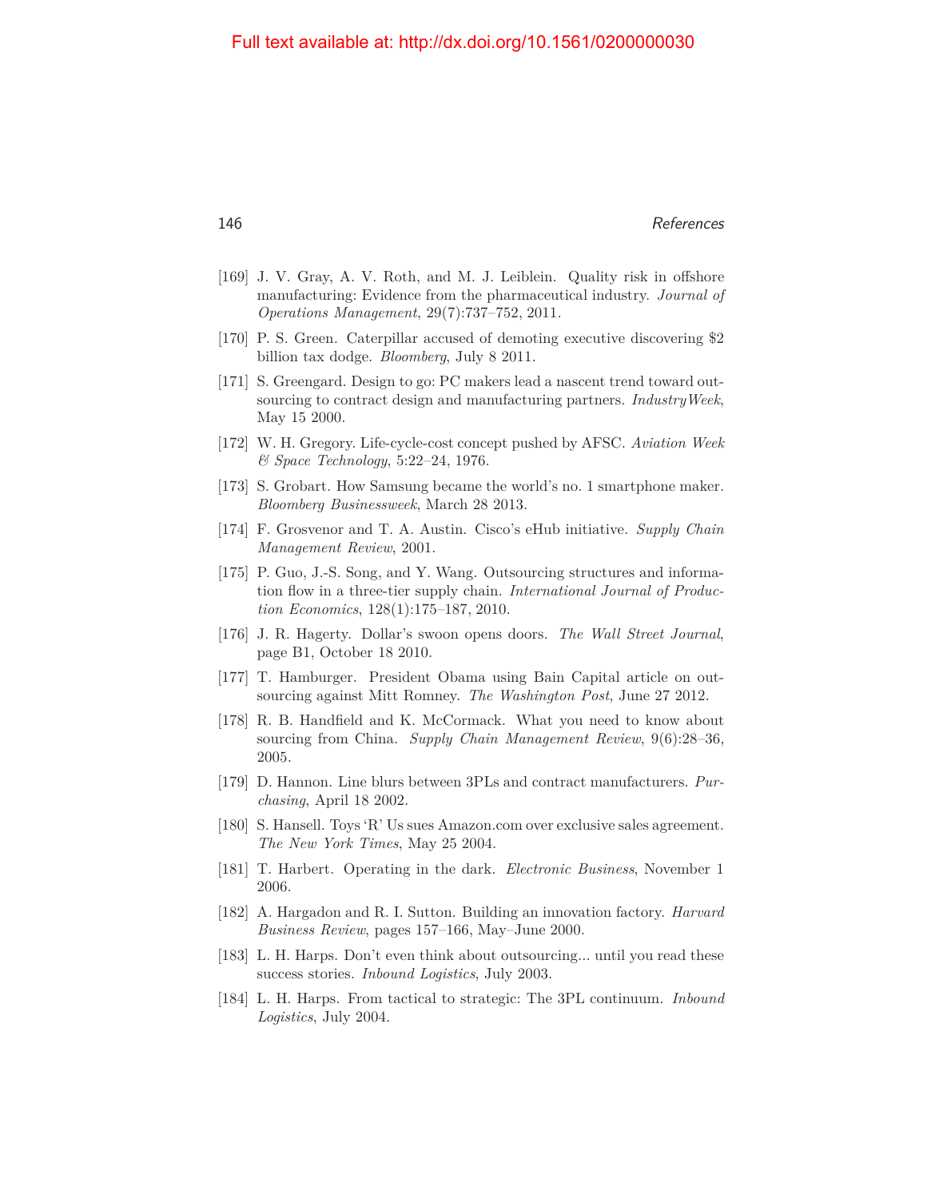[169] J. V. Gray, A. V. Roth, and M. J. Leiblein. Quality risk in offshore manufacturing: Evidence from the pharmaceutical industry. *Journal of Operations Management*, 29(7):737–752, 2011.

[170] P. S. Green. Caterpillar accused of demoting executive discovering $2 billion tax dodge. *Bloomberg*, July 8 2011.

[171] S. Greengard. Design to go: PC makers lead a nascent trend toward outsourcing to contract design and manufacturing partners. *IndustryWeek*, May 15 2000.

[172] W. H. Gregory. Life-cycle-cost concept pushed by AFSC. *Aviation Week & Space Technology*, 5:22–24, 1976.

[173] S. Grobart. How Samsung became the world's no. 1 smartphone maker. *Bloomberg Businessweek*, March 28 2013.

[174] F. Grosvenor and T. A. Austin. Cisco's eHub initiative. *Supply Chain Management Review*, 2001.

[175] P. Guo, J.-S. Song, and Y. Wang. Outsourcing structures and information flow in a three-tier supply chain. *International Journal of Production Economics*, 128(1):175–187, 2010.

[176] J. R. Hagerty. Dollar's swoon opens doors. *The Wall Street Journal*, page B1, October 18 2010.

[177] T. Hamburger. President Obama using Bain Capital article on outsourcing against Mitt Romney. *The Washington Post*, June 27 2012.

[178] R. B. Handfield and K. McCormack. What you need to know about sourcing from China. *Supply Chain Management Review*, 9(6):28–36, 2005.

[179] D. Hannon. Line blurs between 3PLs and contract manufacturers. *Purchasing*, April 18 2002.

[180] S. Hansell. Toys 'R' Us sues Amazon.com over exclusive sales agreement. *The New York Times*, May 25 2004.

[181] T. Harbert. Operating in the dark. *Electronic Business*, November 1 2006.

[182] A. Hargadon and R. I. Sutton. Building an innovation factory. *Harvard Business Review*, pages 157–166, May–June 2000.

[183] L. H. Harps. Don't even think about outsourcing... until you read these success stories. *Inbound Logistics*, July 2003.

[184] L. H. Harps. From tactical to strategic: The 3PL continuum. *Inbound Logistics*, July 2004.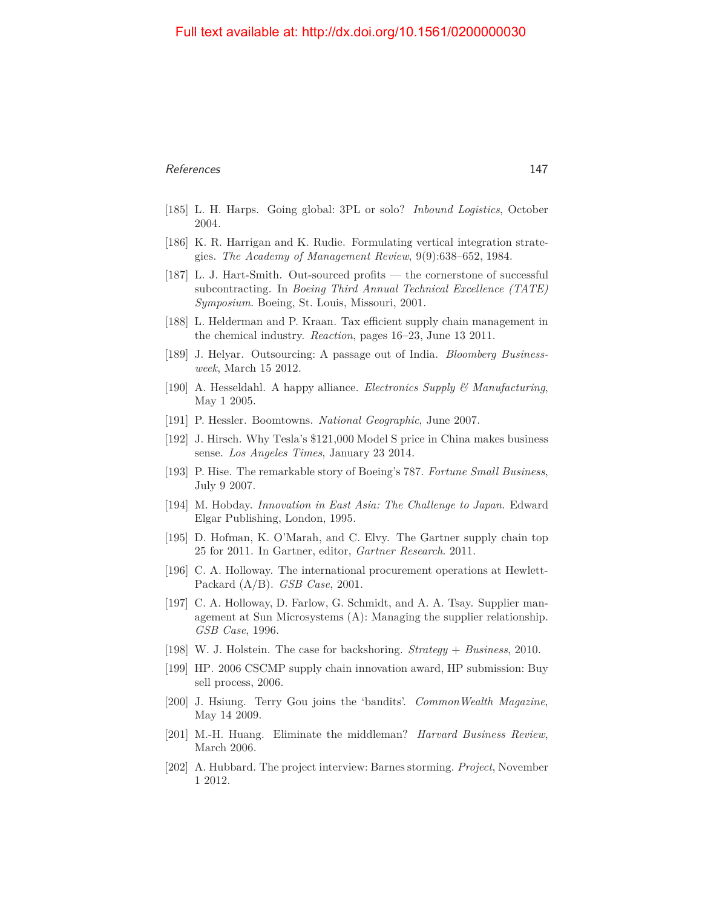[185] L. H. Harps. Going global: 3PL or solo? *Inbound Logistics*, October 2004.

[186] K. R. Harrigan and K. Rudie. Formulating vertical integration strategies. *The Academy of Management Review*, 9(9):638–652, 1984.

[187] L. J. Hart-Smith. Out-sourced profits — the cornerstone of successful subcontracting. In *Boeing Third Annual Technical Excellence (TATE) Symposium*. Boeing, St. Louis, Missouri, 2001.

[188] L. Helderman and P. Kraan. Tax efficient supply chain management in the chemical industry. *Reaction*, pages 16–23, June 13 2011.

[189] J. Helyar. Outsourcing: A passage out of India. *Bloomberg Businessweek*, March 15 2012.

[190] A. Hesseldahl. A happy alliance. *Electronics Supply & Manufacturing*, May 1 2005.

[191] P. Hessler. Boomtowns. *National Geographic*, June 2007.

[192] J. Hirsch. Why Tesla's $121,000 Model S price in China makes business sense. *Los Angeles Times*, January 23 2014.

[193] P. Hise. The remarkable story of Boeing's 787. *Fortune Small Business*, July 9 2007.

[194] M. Hobday. *Innovation in East Asia: The Challenge to Japan*. Edward Elgar Publishing, London, 1995.

[195] D. Hofman, K. O'Marah, and C. Elvy. The Gartner supply chain top 25 for 2011. In Gartner, editor, *Gartner Research*. 2011.

[196] C. A. Holloway. The international procurement operations at Hewlett-Packard (A/B). *GSB Case*, 2001.

[197] C. A. Holloway, D. Farlow, G. Schmidt, and A. A. Tsay. Supplier management at Sun Microsystems (A): Managing the supplier relationship. *GSB Case*, 1996.

[198] W. J. Holstein. The case for backshoring. *Strategy + Business*, 2010.

[199] HP. 2006 CSCMP supply chain innovation award, HP submission: Buy sell process, 2006.

[200] J. Hsiung. Terry Gou joins the 'bandits'. *CommonWealth Magazine*, May 14 2009.

[201] M.-H. Huang. Eliminate the middleman? *Harvard Business Review*, March 2006.

[202] A. Hubbard. The project interview: Barnes storming. *Project*, November 1 2012.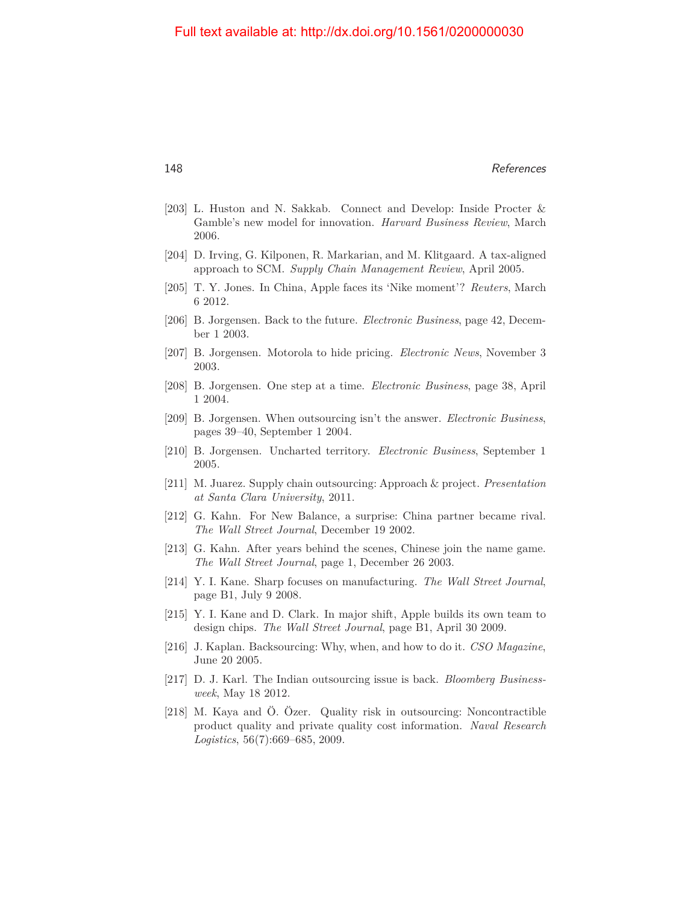[203] L. Huston and N. Sakkab. Connect and Develop: Inside Procter & Gamble's new model for innovation. *Harvard Business Review*, March 2006.

[204] D. Irving, G. Kilponen, R. Markarian, and M. Klitgaard. A tax-aligned approach to SCM. *Supply Chain Management Review*, April 2005.

[205] T. Y. Jones. In China, Apple faces its 'Nike moment'? *Reuters*, March 6 2012.

[206] B. Jorgensen. Back to the future. *Electronic Business*, page 42, December 1 2003.

[207] B. Jorgensen. Motorola to hide pricing. *Electronic News*, November 3 2003.

[208] B. Jorgensen. One step at a time. *Electronic Business*, page 38, April 1 2004.

[209] B. Jorgensen. When outsourcing isn't the answer. *Electronic Business*, pages 39–40, September 1 2004.

[210] B. Jorgensen. Uncharted territory. *Electronic Business*, September 1 2005.

[211] M. Juarez. Supply chain outsourcing: Approach & project. *Presentation at Santa Clara University*, 2011.

[212] G. Kahn. For New Balance, a surprise: China partner became rival. *The Wall Street Journal*, December 19 2002.

[213] G. Kahn. After years behind the scenes, Chinese join the name game. *The Wall Street Journal*, page 1, December 26 2003.

[214] Y. I. Kane. Sharp focuses on manufacturing. *The Wall Street Journal*, page B1, July 9 2008.

[215] Y. I. Kane and D. Clark. In major shift, Apple builds its own team to design chips. *The Wall Street Journal*, page B1, April 30 2009.

[216] J. Kaplan. Backsourcing: Why, when, and how to do it. *CSO Magazine*, June 20 2005.

[217] D. J. Karl. The Indian outsourcing issue is back. *Bloomberg Businessweek*, May 18 2012.

[218] M. Kaya and Ö. Özer. Quality risk in outsourcing: Noncontractible product quality and private quality cost information. *Naval Research Logistics*, 56(7):669–685, 2009.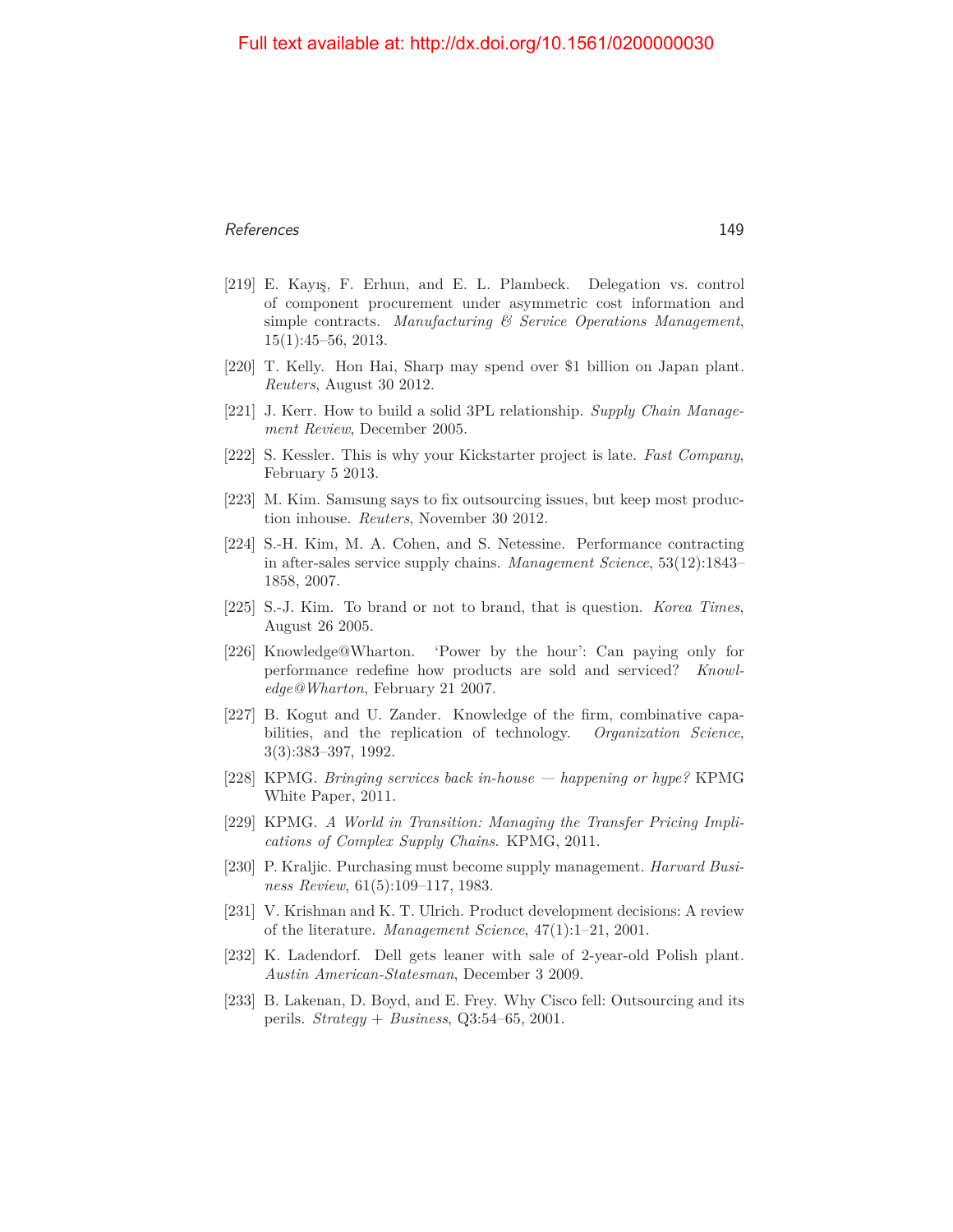Full text available at: http://dx.doi.org/10.1561/0200000030

[219] E. Kayış, F. Erhun, and E. L. Plambeck. Delegation vs. control of component procurement under asymmetric cost information and simple contracts. *Manufacturing & Service Operations Management*, 15(1):45–56, 2013.

[220] T. Kelly. Hon Hai, Sharp may spend over $1 billion on Japan plant. *Reuters*, August 30 2012.

[221] J. Kerr. How to build a solid 3PL relationship. *Supply Chain Management Review*, December 2005.

[222] S. Kessler. This is why your Kickstarter project is late. *Fast Company*, February 5 2013.

[223] M. Kim. Samsung says to fix outsourcing issues, but keep most production inhouse. *Reuters*, November 30 2012.

[224] S.-H. Kim, M. A. Cohen, and S. Netessine. Performance contracting in after-sales service supply chains. *Management Science*, 53(12):1843–1858, 2007.

[225] S.-J. Kim. To brand or not to brand, that is question. *Korea Times*, August 26 2005.

[226] Knowledge@Wharton. 'Power by the hour': Can paying only for performance redefine how products are sold and serviced? *Knowledge@Wharton*, February 21 2007.

[227] B. Kogut and U. Zander. Knowledge of the firm, combinative capabilities, and the replication of technology. *Organization Science*, 3(3):383–397, 1992.

[228] KPMG. *Bringing services back in-house — happening or hype?* KPMG White Paper, 2011.

[229] KPMG. *A World in Transition: Managing the Transfer Pricing Implications of Complex Supply Chains*. KPMG, 2011.

[230] P. Kraljic. Purchasing must become supply management. *Harvard Business Review*, 61(5):109–117, 1983.

[231] V. Krishnan and K. T. Ulrich. Product development decisions: A review of the literature. *Management Science*, 47(1):1–21, 2001.

[232] K. Ladendorf. Dell gets leaner with sale of 2-year-old Polish plant. *Austin American-Statesman*, December 3 2009.

[233] B. Lakenan, D. Boyd, and E. Frey. Why Cisco fell: Outsourcing and its perils. *Strategy + Business*, Q3:54–65, 2001.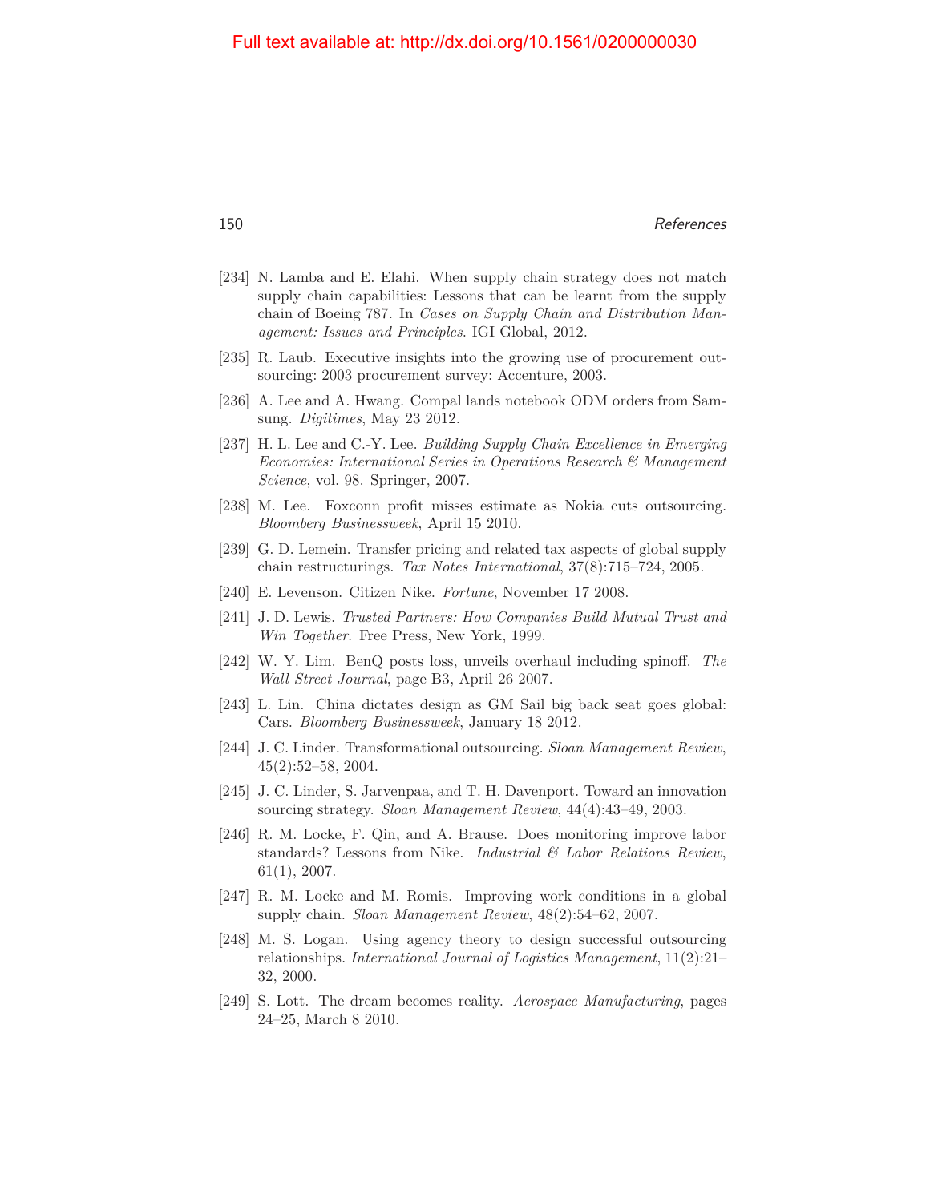[234] N. Lamba and E. Elahi. When supply chain strategy does not match supply chain capabilities: Lessons that can be learnt from the supply chain of Boeing 787. In *Cases on Supply Chain and Distribution Management: Issues and Principles*. IGI Global, 2012.

[235] R. Laub. Executive insights into the growing use of procurement outsourcing: 2003 procurement survey: Accenture, 2003.

[236] A. Lee and A. Hwang. Compal lands notebook ODM orders from Samsung. *Digitimes*, May 23 2012.

[237] H. L. Lee and C.-Y. Lee. *Building Supply Chain Excellence in Emerging Economies: International Series in Operations Research & Management Science*, vol. 98. Springer, 2007.

[238] M. Lee. Foxconn profit misses estimate as Nokia cuts outsourcing. *Bloomberg Businessweek*, April 15 2010.

[239] G. D. Lemein. Transfer pricing and related tax aspects of global supply chain restructurings. *Tax Notes International*, 37(8):715–724, 2005.

[240] E. Levenson. Citizen Nike. *Fortune*, November 17 2008.

[241] J. D. Lewis. *Trusted Partners: How Companies Build Mutual Trust and Win Together*. Free Press, New York, 1999.

[242] W. Y. Lim. BenQ posts loss, unveils overhaul including spinoff. *The Wall Street Journal*, page B3, April 26 2007.

[243] L. Lin. China dictates design as GM Sail big back seat goes global: Cars. *Bloomberg Businessweek*, January 18 2012.

[244] J. C. Linder. Transformational outsourcing. *Sloan Management Review*, 45(2):52–58, 2004.

[245] J. C. Linder, S. Jarvenpaa, and T. H. Davenport. Toward an innovation sourcing strategy. *Sloan Management Review*, 44(4):43–49, 2003.

[246] R. M. Locke, F. Qin, and A. Brause. Does monitoring improve labor standards? Lessons from Nike. *Industrial & Labor Relations Review*, 61(1), 2007.

[247] R. M. Locke and M. Romis. Improving work conditions in a global supply chain. *Sloan Management Review*, 48(2):54–62, 2007.

[248] M. S. Logan. Using agency theory to design successful outsourcing relationships. *International Journal of Logistics Management*, 11(2):21–32, 2000.

[249] S. Lott. The dream becomes reality. *Aerospace Manufacturing*, pages 24–25, March 8 2010.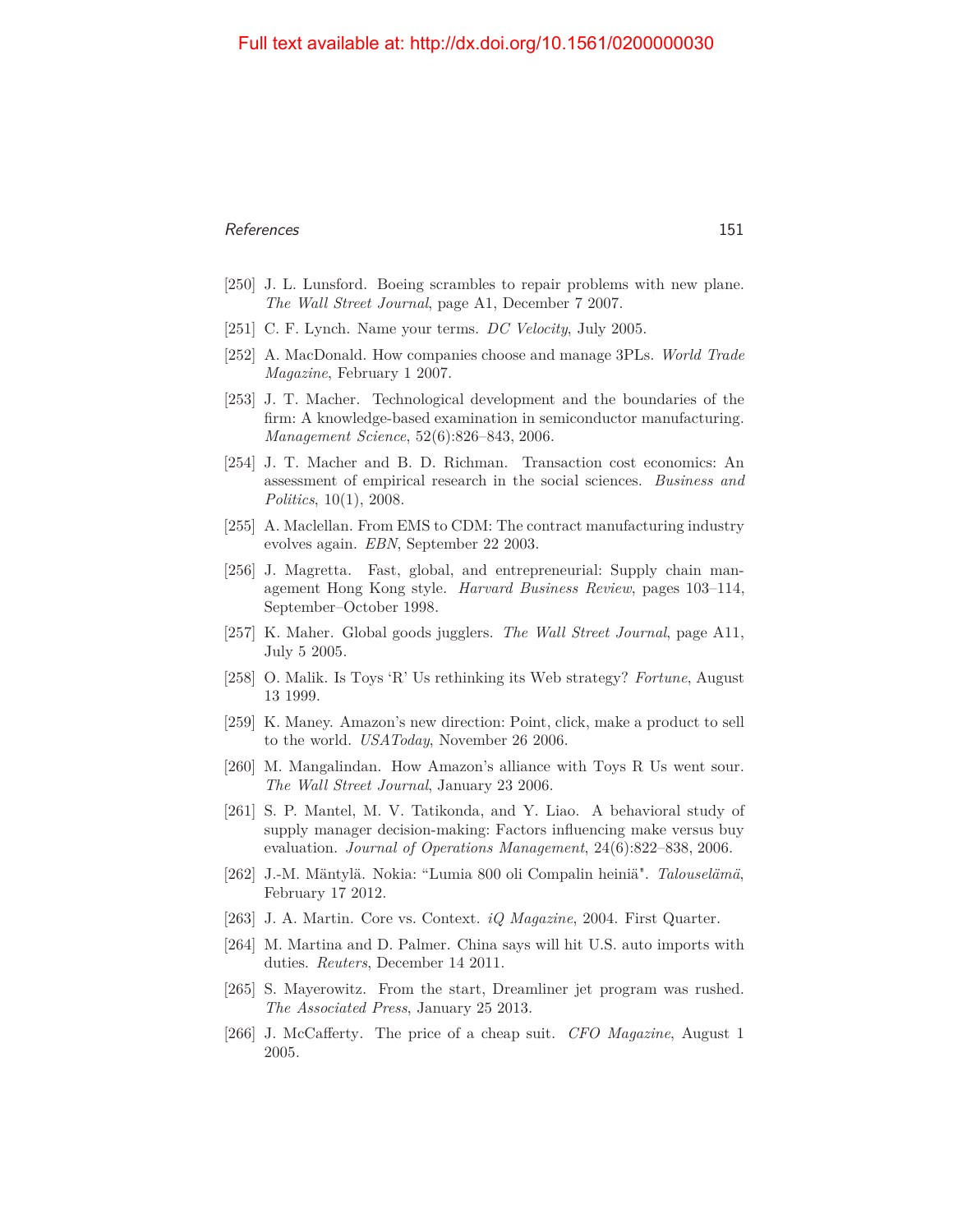[250] J. L. Lunsford. Boeing scrambles to repair problems with new plane. *The Wall Street Journal*, page A1, December 7 2007.

[251] C. F. Lynch. Name your terms. *DC Velocity*, July 2005.

[252] A. MacDonald. How companies choose and manage 3PLs. *World Trade Magazine*, February 1 2007.

[253] J. T. Macher. Technological development and the boundaries of the firm: A knowledge-based examination in semiconductor manufacturing. *Management Science*, 52(6):826–843, 2006.

[254] J. T. Macher and B. D. Richman. Transaction cost economics: An assessment of empirical research in the social sciences. *Business and Politics*, 10(1), 2008.

[255] A. Maclellan. From EMS to CDM: The contract manufacturing industry evolves again. *EBN*, September 22 2003.

[256] J. Magretta. Fast, global, and entrepreneurial: Supply chain management Hong Kong style. *Harvard Business Review*, pages 103–114, September–October 1998.

[257] K. Maher. Global goods jugglers. *The Wall Street Journal*, page A11, July 5 2005.

[258] O. Malik. Is Toys 'R' Us rethinking its Web strategy? *Fortune*, August 13 1999.

[259] K. Maney. Amazon's new direction: Point, click, make a product to sell to the world. *USAToday*, November 26 2006.

[260] M. Mangalindan. How Amazon's alliance with Toys R Us went sour. *The Wall Street Journal*, January 23 2006.

[261] S. P. Mantel, M. V. Tatikonda, and Y. Liao. A behavioral study of supply manager decision-making: Factors influencing make versus buy evaluation. *Journal of Operations Management*, 24(6):822–838, 2006.

[262] J.-M. Mäntylä. Nokia: "Lumia 800 oli Compalin heiniä". *Talouselämä*, February 17 2012.

[263] J. A. Martin. Core vs. Context. *iQ Magazine*, 2004. First Quarter.

[264] M. Martina and D. Palmer. China says will hit U.S. auto imports with duties. *Reuters*, December 14 2011.

[265] S. Mayerowitz. From the start, Dreamliner jet program was rushed. *The Associated Press*, January 25 2013.

[266] J. McCafferty. The price of a cheap suit. *CFO Magazine*, August 1 2005.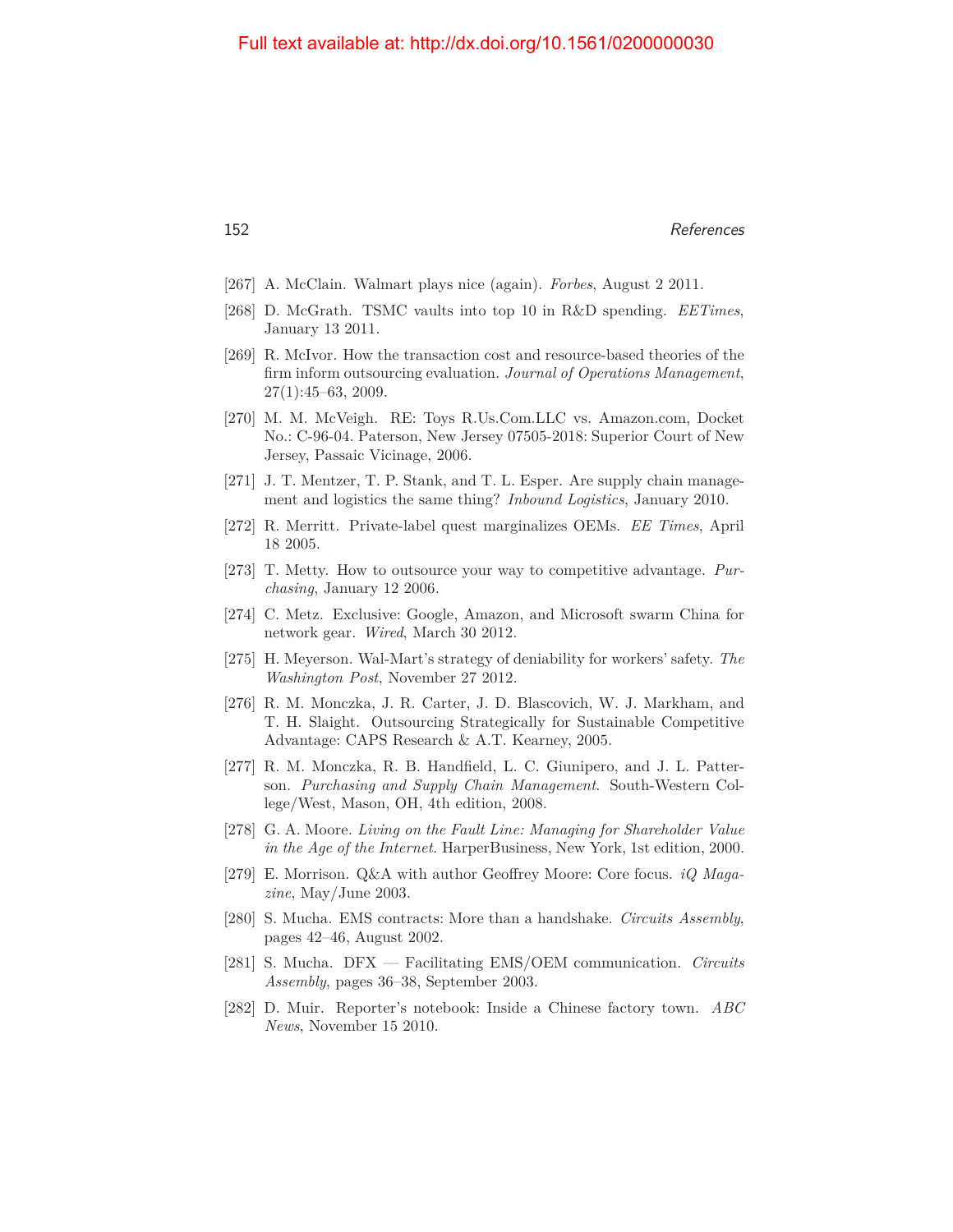[267] A. McClain. Walmart plays nice (again). *Forbes*, August 2 2011.

[268] D. McGrath. TSMC vaults into top 10 in R&D spending. *EETimes*, January 13 2011.

[269] R. McIvor. How the transaction cost and resource-based theories of the firm inform outsourcing evaluation. *Journal of Operations Management*, 27(1):45–63, 2009.

[270] M. M. McVeigh. RE: Toys R.Us.Com.LLC vs. Amazon.com, Docket No.: C-96-04. Paterson, New Jersey 07505-2018: Superior Court of New Jersey, Passaic Vicinage, 2006.

[271] J. T. Mentzer, T. P. Stank, and T. L. Esper. Are supply chain management and logistics the same thing? *Inbound Logistics*, January 2010.

[272] R. Merritt. Private-label quest marginalizes OEMs. *EE Times*, April 18 2005.

[273] T. Metty. How to outsource your way to competitive advantage. *Purchasing*, January 12 2006.

[274] C. Metz. Exclusive: Google, Amazon, and Microsoft swarm China for network gear. *Wired*, March 30 2012.

[275] H. Meyerson. Wal-Mart's strategy of deniability for workers' safety. *The Washington Post*, November 27 2012.

[276] R. M. Monczka, J. R. Carter, J. D. Blascovich, W. J. Markham, and T. H. Slaight. Outsourcing Strategically for Sustainable Competitive Advantage: CAPS Research & A.T. Kearney, 2005.

[277] R. M. Monczka, R. B. Handfield, L. C. Giunipero, and J. L. Patterson. *Purchasing and Supply Chain Management*. South-Western College/West, Mason, OH, 4th edition, 2008.

[278] G. A. Moore. *Living on the Fault Line: Managing for Shareholder Value in the Age of the Internet*. HarperBusiness, New York, 1st edition, 2000.

[279] E. Morrison. Q&A with author Geoffrey Moore: Core focus. *iQ Magazine*, May/June 2003.

[280] S. Mucha. EMS contracts: More than a handshake. *Circuits Assembly*, pages 42–46, August 2002.

[281] S. Mucha. DFX — Facilitating EMS/OEM communication. *Circuits Assembly*, pages 36–38, September 2003.

[282] D. Muir. Reporter's notebook: Inside a Chinese factory town. *ABC News*, November 15 2010.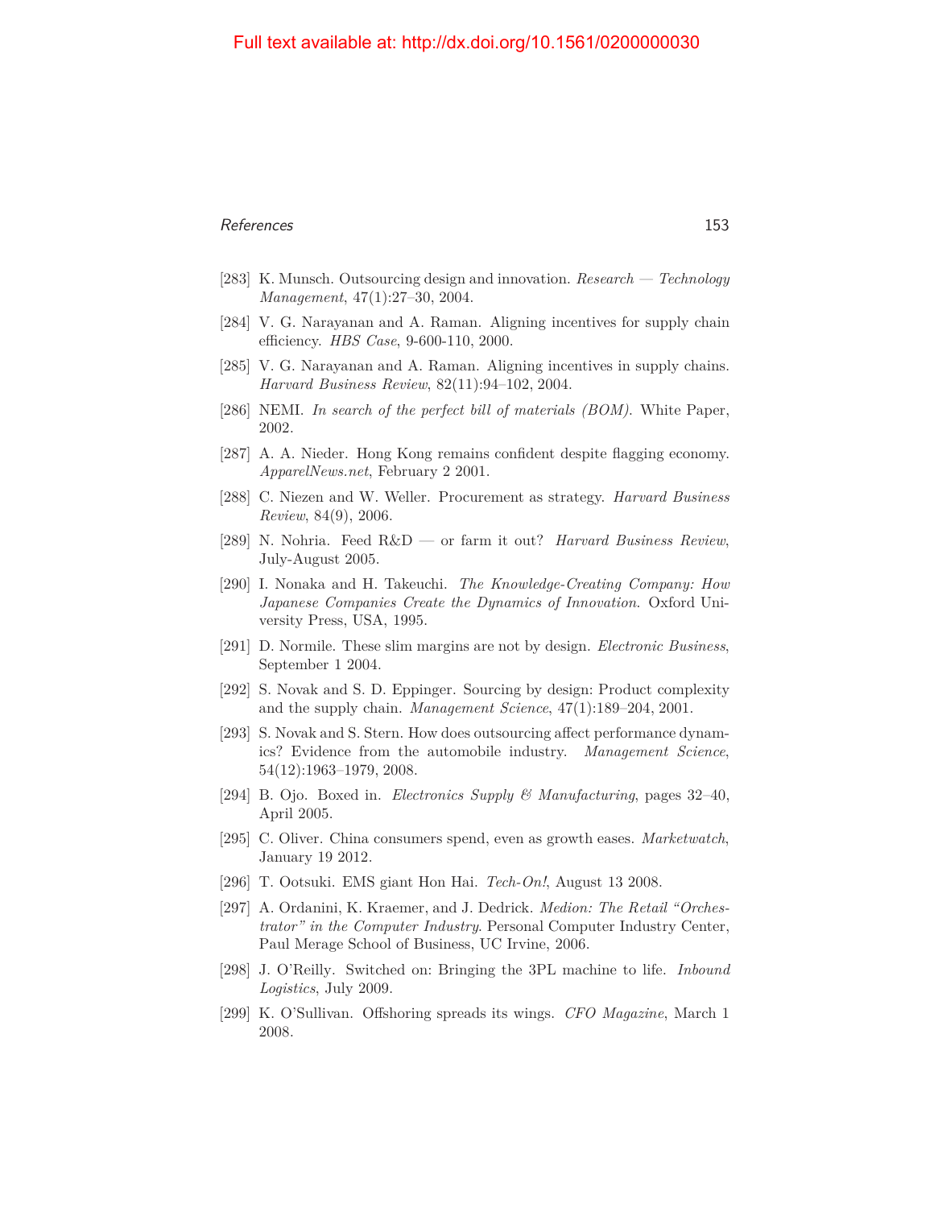[283] K. Munsch. Outsourcing design and innovation. *Research — Technology Management*, 47(1):27–30, 2004.

[284] V. G. Narayanan and A. Raman. Aligning incentives for supply chain efficiency. *HBS Case*, 9-600-110, 2000.

[285] V. G. Narayanan and A. Raman. Aligning incentives in supply chains. *Harvard Business Review*, 82(11):94–102, 2004.

[286] NEMI. *In search of the perfect bill of materials (BOM).* White Paper, 2002.

[287] A. A. Nieder. Hong Kong remains confident despite flagging economy. *ApparelNews.net*, February 2 2001.

[288] C. Niezen and W. Weller. Procurement as strategy. *Harvard Business Review*, 84(9), 2006.

[289] N. Nohria. Feed R&D — or farm it out? *Harvard Business Review*, July-August 2005.

[290] I. Nonaka and H. Takeuchi. *The Knowledge-Creating Company: How Japanese Companies Create the Dynamics of Innovation.* Oxford University Press, USA, 1995.

[291] D. Normile. These slim margins are not by design. *Electronic Business*, September 1 2004.

[292] S. Novak and S. D. Eppinger. Sourcing by design: Product complexity and the supply chain. *Management Science*, 47(1):189–204, 2001.

[293] S. Novak and S. Stern. How does outsourcing affect performance dynamics? Evidence from the automobile industry. *Management Science*, 54(12):1963–1979, 2008.

[294] B. Ojo. Boxed in. *Electronics Supply & Manufacturing*, pages 32–40, April 2005.

[295] C. Oliver. China consumers spend, even as growth eases. *Marketwatch*, January 19 2012.

[296] T. Ootsuki. EMS giant Hon Hai. *Tech-On!*, August 13 2008.

[297] A. Ordanini, K. Kraemer, and J. Dedrick. *Medion: The Retail "Orchestrator" in the Computer Industry.* Personal Computer Industry Center, Paul Merage School of Business, UC Irvine, 2006.

[298] J. O'Reilly. Switched on: Bringing the 3PL machine to life. *Inbound Logistics*, July 2009.

[299] K. O'Sullivan. Offshoring spreads its wings. *CFO Magazine*, March 1 2008.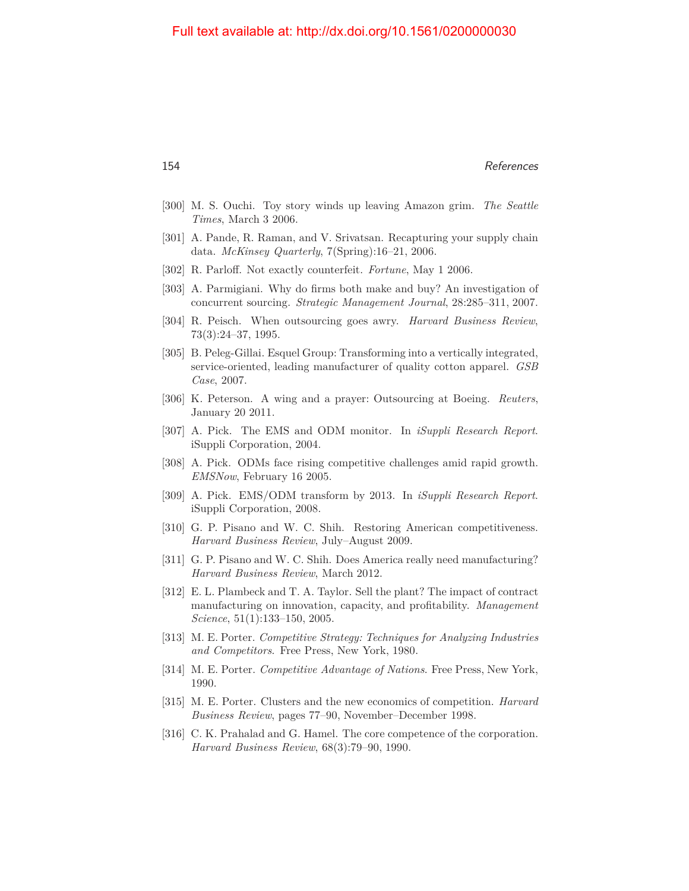[300] M. S. Ouchi. Toy story winds up leaving Amazon grim. *The Seattle Times*, March 3 2006.

[301] A. Pande, R. Raman, and V. Srivatsan. Recapturing your supply chain data. *McKinsey Quarterly*, 7(Spring):16–21, 2006.

[302] R. Parloff. Not exactly counterfeit. *Fortune*, May 1 2006.

[303] A. Parmigiani. Why do firms both make and buy? An investigation of concurrent sourcing. *Strategic Management Journal*, 28:285–311, 2007.

[304] R. Peisch. When outsourcing goes awry. *Harvard Business Review*, 73(3):24–37, 1995.

[305] B. Peleg-Gillai. Esquel Group: Transforming into a vertically integrated, service-oriented, leading manufacturer of quality cotton apparel. *GSB Case*, 2007.

[306] K. Peterson. A wing and a prayer: Outsourcing at Boeing. *Reuters*, January 20 2011.

[307] A. Pick. The EMS and ODM monitor. In *iSuppli Research Report*. iSuppli Corporation, 2004.

[308] A. Pick. ODMs face rising competitive challenges amid rapid growth. *EMSNow*, February 16 2005.

[309] A. Pick. EMS/ODM transform by 2013. In *iSuppli Research Report*. iSuppli Corporation, 2008.

[310] G. P. Pisano and W. C. Shih. Restoring American competitiveness. *Harvard Business Review*, July–August 2009.

[311] G. P. Pisano and W. C. Shih. Does America really need manufacturing? *Harvard Business Review*, March 2012.

[312] E. L. Plambeck and T. A. Taylor. Sell the plant? The impact of contract manufacturing on innovation, capacity, and profitability. *Management Science*, 51(1):133–150, 2005.

[313] M. E. Porter. *Competitive Strategy: Techniques for Analyzing Industries and Competitors*. Free Press, New York, 1980.

[314] M. E. Porter. *Competitive Advantage of Nations*. Free Press, New York, 1990.

[315] M. E. Porter. Clusters and the new economics of competition. *Harvard Business Review*, pages 77–90, November–December 1998.

[316] C. K. Prahalad and G. Hamel. The core competence of the corporation. *Harvard Business Review*, 68(3):79–90, 1990.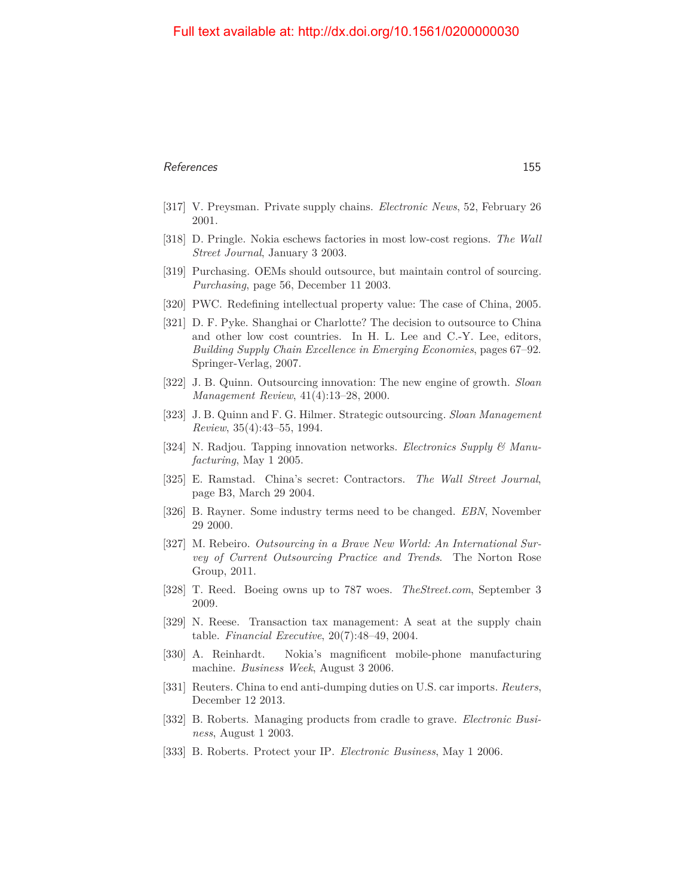[317] V. Preysman. Private supply chains. *Electronic News*, 52, February 26 2001.

[318] D. Pringle. Nokia eschews factories in most low-cost regions. *The Wall Street Journal*, January 3 2003.

[319] Purchasing. OEMs should outsource, but maintain control of sourcing. *Purchasing*, page 56, December 11 2003.

[320] PWC. Redefining intellectual property value: The case of China, 2005.

[321] D. F. Pyke. Shanghai or Charlotte? The decision to outsource to China and other low cost countries. In H. L. Lee and C.-Y. Lee, editors, *Building Supply Chain Excellence in Emerging Economies*, pages 67–92. Springer-Verlag, 2007.

[322] J. B. Quinn. Outsourcing innovation: The new engine of growth. *Sloan Management Review*, 41(4):13–28, 2000.

[323] J. B. Quinn and F. G. Hilmer. Strategic outsourcing. *Sloan Management Review*, 35(4):43–55, 1994.

[324] N. Radjou. Tapping innovation networks. *Electronics Supply & Manufacturing*, May 1 2005.

[325] E. Ramstad. China's secret: Contractors. *The Wall Street Journal*, page B3, March 29 2004.

[326] B. Rayner. Some industry terms need to be changed. *EBN*, November 29 2000.

[327] M. Rebeiro. *Outsourcing in a Brave New World: An International Survey of Current Outsourcing Practice and Trends*. The Norton Rose Group, 2011.

[328] T. Reed. Boeing owns up to 787 woes. *TheStreet.com*, September 3 2009.

[329] N. Reese. Transaction tax management: A seat at the supply chain table. *Financial Executive*, 20(7):48–49, 2004.

[330] A. Reinhardt. Nokia's magnificent mobile-phone manufacturing machine. *Business Week*, August 3 2006.

[331] Reuters. China to end anti-dumping duties on U.S. car imports. *Reuters*, December 12 2013.

[332] B. Roberts. Managing products from cradle to grave. *Electronic Business*, August 1 2003.

[333] B. Roberts. Protect your IP. *Electronic Business*, May 1 2006.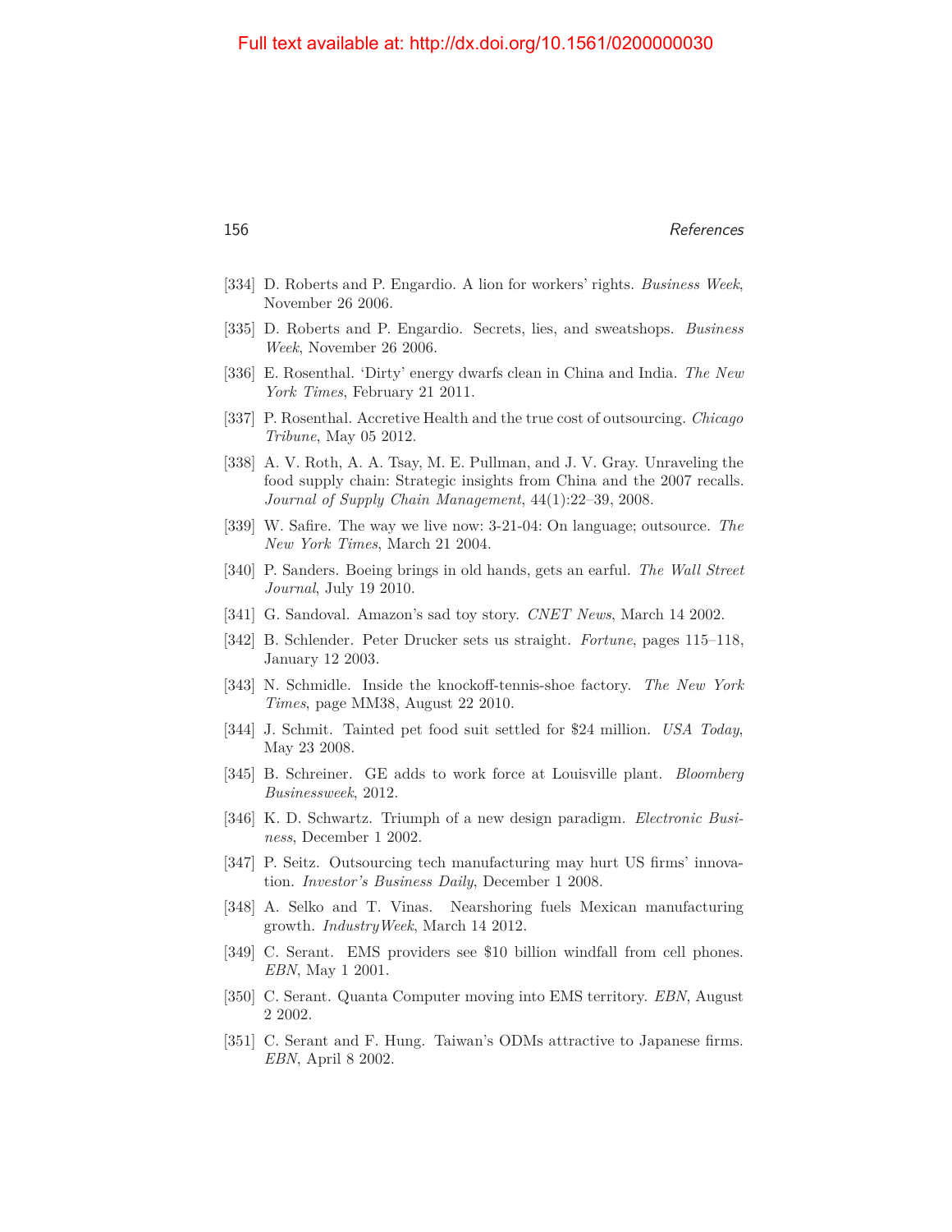[334] D. Roberts and P. Engardio. A lion for workers' rights. *Business Week*, November 26 2006.

[335] D. Roberts and P. Engardio. Secrets, lies, and sweatshops. *Business Week*, November 26 2006.

[336] E. Rosenthal. 'Dirty' energy dwarfs clean in China and India. *The New York Times*, February 21 2011.

[337] P. Rosenthal. Accretive Health and the true cost of outsourcing. *Chicago Tribune*, May 05 2012.

[338] A. V. Roth, A. A. Tsay, M. E. Pullman, and J. V. Gray. Unraveling the food supply chain: Strategic insights from China and the 2007 recalls. *Journal of Supply Chain Management*, 44(1):22–39, 2008.

[339] W. Safire. The way we live now: 3-21-04: On language; outsource. *The New York Times*, March 21 2004.

[340] P. Sanders. Boeing brings in old hands, gets an earful. *The Wall Street Journal*, July 19 2010.

[341] G. Sandoval. Amazon's sad toy story. *CNET News*, March 14 2002.

[342] B. Schlender. Peter Drucker sets us straight. *Fortune*, pages 115–118, January 12 2003.

[343] N. Schmidle. Inside the knockoff-tennis-shoe factory. *The New York Times*, page MM38, August 22 2010.

[344] J. Schmit. Tainted pet food suit settled for $24 million. *USA Today*, May 23 2008.

[345] B. Schreiner. GE adds to work force at Louisville plant. *Bloomberg Businessweek*, 2012.

[346] K. D. Schwartz. Triumph of a new design paradigm. *Electronic Business*, December 1 2002.

[347] P. Seitz. Outsourcing tech manufacturing may hurt US firms' innovation. *Investor's Business Daily*, December 1 2008.

[348] A. Selko and T. Vinas. Nearshoring fuels Mexican manufacturing growth. *IndustryWeek*, March 14 2012.

[349] C. Serant. EMS providers see $10 billion windfall from cell phones. *EBN*, May 1 2001.

[350] C. Serant. Quanta Computer moving into EMS territory. *EBN*, August 2 2002.

[351] C. Serant and F. Hung. Taiwan's ODMs attractive to Japanese firms. *EBN*, April 8 2002.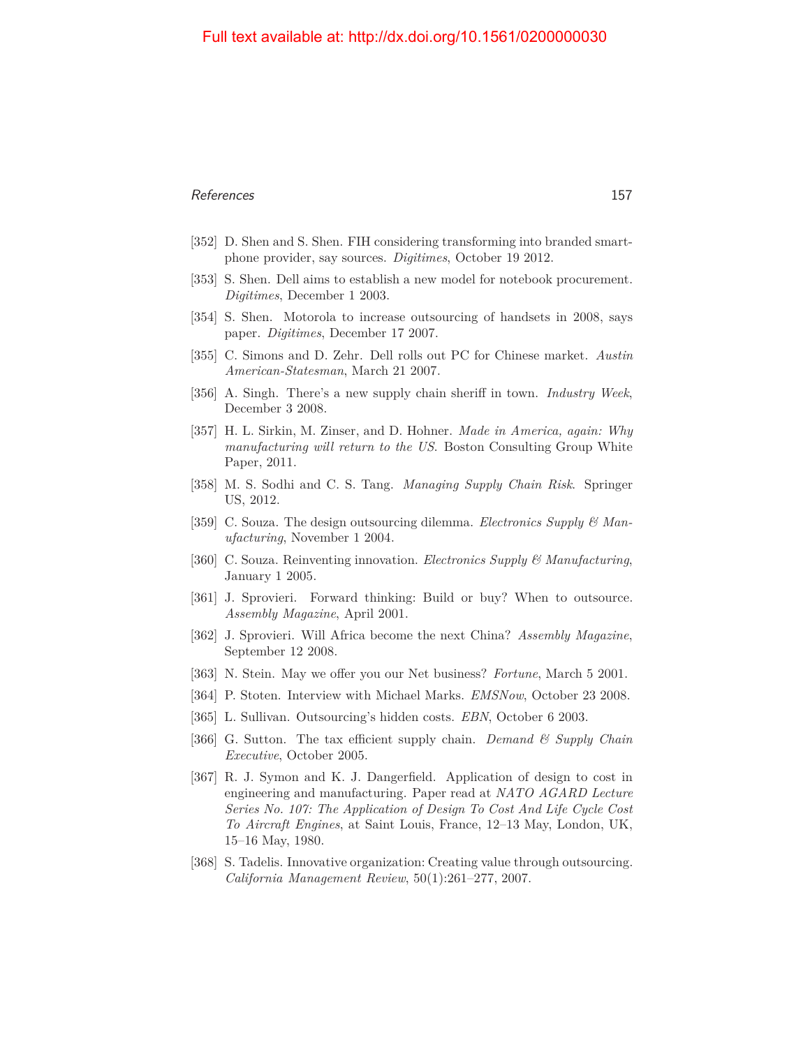[352] D. Shen and S. Shen. FIH considering transforming into branded smartphone provider, say sources. *Digitimes*, October 19 2012.

[353] S. Shen. Dell aims to establish a new model for notebook procurement. *Digitimes*, December 1 2003.

[354] S. Shen. Motorola to increase outsourcing of handsets in 2008, says paper. *Digitimes*, December 17 2007.

[355] C. Simons and D. Zehr. Dell rolls out PC for Chinese market. *Austin American-Statesman*, March 21 2007.

[356] A. Singh. There's a new supply chain sheriff in town. *Industry Week*, December 3 2008.

[357] H. L. Sirkin, M. Zinser, and D. Hohner. *Made in America, again: Why manufacturing will return to the US*. Boston Consulting Group White Paper, 2011.

[358] M. S. Sodhi and C. S. Tang. *Managing Supply Chain Risk*. Springer US, 2012.

[359] C. Souza. The design outsourcing dilemma. *Electronics Supply & Manufacturing*, November 1 2004.

[360] C. Souza. Reinventing innovation. *Electronics Supply & Manufacturing*, January 1 2005.

[361] J. Sprovieri. Forward thinking: Build or buy? When to outsource. *Assembly Magazine*, April 2001.

[362] J. Sprovieri. Will Africa become the next China? *Assembly Magazine*, September 12 2008.

[363] N. Stein. May we offer you our Net business? *Fortune*, March 5 2001.

[364] P. Stoten. Interview with Michael Marks. *EMSNow*, October 23 2008.

[365] L. Sullivan. Outsourcing's hidden costs. *EBN*, October 6 2003.

[366] G. Sutton. The tax efficient supply chain. *Demand & Supply Chain Executive*, October 2005.

[367] R. J. Symon and K. J. Dangerfield. Application of design to cost in engineering and manufacturing. Paper read at *NATO AGARD Lecture Series No. 107: The Application of Design To Cost And Life Cycle Cost To Aircraft Engines*, at Saint Louis, France, 12–13 May, London, UK, 15–16 May, 1980.

[368] S. Tadelis. Innovative organization: Creating value through outsourcing. *California Management Review*, 50(1):261–277, 2007.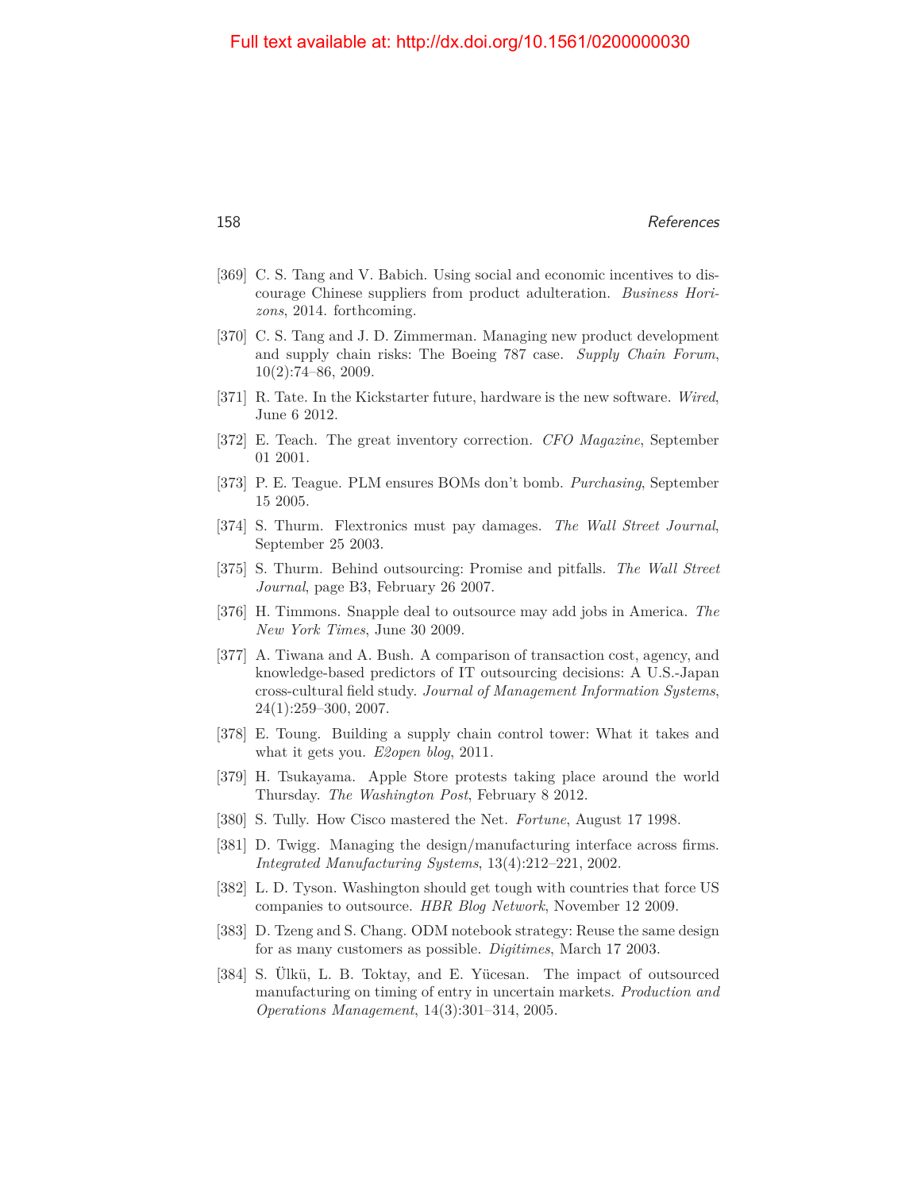[369] C. S. Tang and V. Babich. Using social and economic incentives to discourage Chinese suppliers from product adulteration. *Business Horizons*, 2014. forthcoming.

[370] C. S. Tang and J. D. Zimmerman. Managing new product development and supply chain risks: The Boeing 787 case. *Supply Chain Forum*, 10(2):74–86, 2009.

[371] R. Tate. In the Kickstarter future, hardware is the new software. *Wired*, June 6 2012.

[372] E. Teach. The great inventory correction. *CFO Magazine*, September 01 2001.

[373] P. E. Teague. PLM ensures BOMs don't bomb. *Purchasing*, September 15 2005.

[374] S. Thurm. Flextronics must pay damages. *The Wall Street Journal*, September 25 2003.

[375] S. Thurm. Behind outsourcing: Promise and pitfalls. *The Wall Street Journal*, page B3, February 26 2007.

[376] H. Timmons. Snapple deal to outsource may add jobs in America. *The New York Times*, June 30 2009.

[377] A. Tiwana and A. Bush. A comparison of transaction cost, agency, and knowledge-based predictors of IT outsourcing decisions: A U.S.-Japan cross-cultural field study. *Journal of Management Information Systems*, 24(1):259–300, 2007.

[378] E. Toung. Building a supply chain control tower: What it takes and what it gets you. *E2open blog*, 2011.

[379] H. Tsukayama. Apple Store protests taking place around the world Thursday. *The Washington Post*, February 8 2012.

[380] S. Tully. How Cisco mastered the Net. *Fortune*, August 17 1998.

[381] D. Twigg. Managing the design/manufacturing interface across firms. *Integrated Manufacturing Systems*, 13(4):212–221, 2002.

[382] L. D. Tyson. Washington should get tough with countries that force US companies to outsource. *HBR Blog Network*, November 12 2009.

[383] D. Tzeng and S. Chang. ODM notebook strategy: Reuse the same design for as many customers as possible. *Digitimes*, March 17 2003.

[384] S. Ülkü, L. B. Toktay, and E. Yücesan. The impact of outsourced manufacturing on timing of entry in uncertain markets. *Production and Operations Management*, 14(3):301–314, 2005.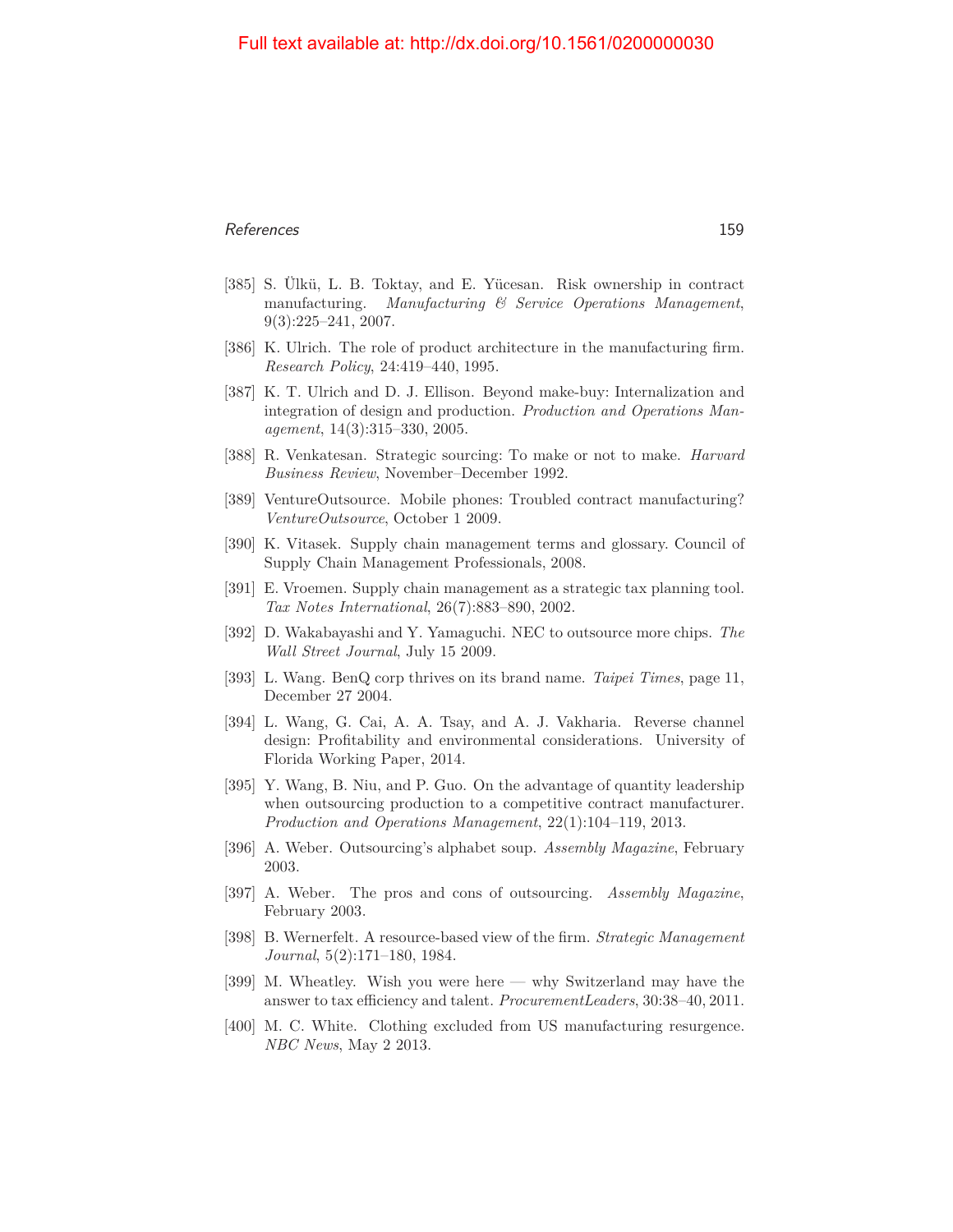[385] S. Ülkü, L. B. Toktay, and E. Yücesan. Risk ownership in contract manufacturing. *Manufacturing & Service Operations Management*, 9(3):225–241, 2007.

[386] K. Ulrich. The role of product architecture in the manufacturing firm. *Research Policy*, 24:419–440, 1995.

[387] K. T. Ulrich and D. J. Ellison. Beyond make-buy: Internalization and integration of design and production. *Production and Operations Management*, 14(3):315–330, 2005.

[388] R. Venkatesan. Strategic sourcing: To make or not to make. *Harvard Business Review*, November–December 1992.

[389] VentureOutsource. Mobile phones: Troubled contract manufacturing? *VentureOutsource*, October 1 2009.

[390] K. Vitasek. Supply chain management terms and glossary. Council of Supply Chain Management Professionals, 2008.

[391] E. Vroemen. Supply chain management as a strategic tax planning tool. *Tax Notes International*, 26(7):883–890, 2002.

[392] D. Wakabayashi and Y. Yamaguchi. NEC to outsource more chips. *The Wall Street Journal*, July 15 2009.

[393] L. Wang. BenQ corp thrives on its brand name. *Taipei Times*, page 11, December 27 2004.

[394] L. Wang, G. Cai, A. A. Tsay, and A. J. Vakharia. Reverse channel design: Profitability and environmental considerations. University of Florida Working Paper, 2014.

[395] Y. Wang, B. Niu, and P. Guo. On the advantage of quantity leadership when outsourcing production to a competitive contract manufacturer. *Production and Operations Management*, 22(1):104–119, 2013.

[396] A. Weber. Outsourcing's alphabet soup. *Assembly Magazine*, February 2003.

[397] A. Weber. The pros and cons of outsourcing. *Assembly Magazine*, February 2003.

[398] B. Wernerfelt. A resource-based view of the firm. *Strategic Management Journal*, 5(2):171–180, 1984.

[399] M. Wheatley. Wish you were here — why Switzerland may have the answer to tax efficiency and talent. *ProcurementLeaders*, 30:38–40, 2011.

[400] M. C. White. Clothing excluded from US manufacturing resurgence. *NBC News*, May 2 2013.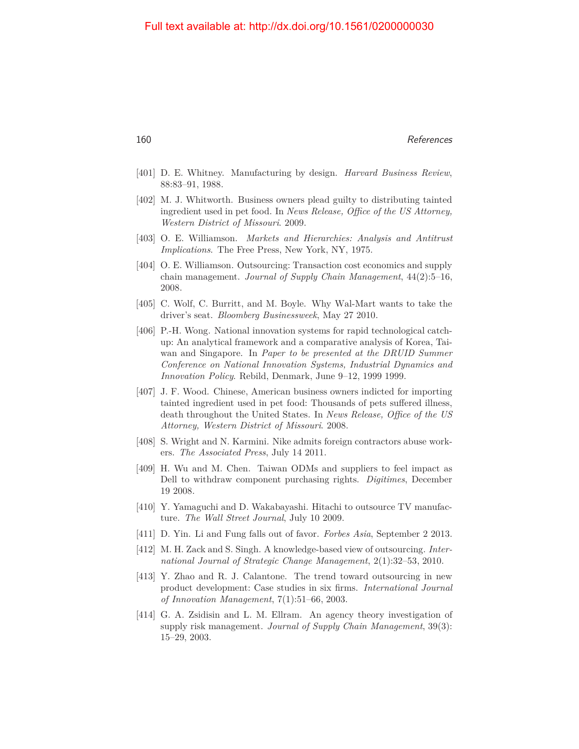[401] D. E. Whitney. Manufacturing by design. *Harvard Business Review*, 88:83–91, 1988.

[402] M. J. Whitworth. Business owners plead guilty to distributing tainted ingredient used in pet food. In *News Release, Office of the US Attorney, Western District of Missouri*. 2009.

[403] O. E. Williamson. *Markets and Hierarchies: Analysis and Antitrust Implications*. The Free Press, New York, NY, 1975.

[404] O. E. Williamson. Outsourcing: Transaction cost economics and supply chain management. *Journal of Supply Chain Management*, 44(2):5–16, 2008.

[405] C. Wolf, C. Burritt, and M. Boyle. Why Wal-Mart wants to take the driver's seat. *Bloomberg Businessweek*, May 27 2010.

[406] P.-H. Wong. National innovation systems for rapid technological catch-up: An analytical framework and a comparative analysis of Korea, Taiwan and Singapore. In *Paper to be presented at the DRUID Summer Conference on National Innovation Systems, Industrial Dynamics and Innovation Policy*. Rebild, Denmark, June 9–12, 1999 1999.

[407] J. F. Wood. Chinese, American business owners indicted for importing tainted ingredient used in pet food: Thousands of pets suffered illness, death throughout the United States. In *News Release, Office of the US Attorney, Western District of Missouri*. 2008.

[408] S. Wright and N. Karmini. Nike admits foreign contractors abuse workers. *The Associated Press*, July 14 2011.

[409] H. Wu and M. Chen. Taiwan ODMs and suppliers to feel impact as Dell to withdraw component purchasing rights. *Digitimes*, December 19 2008.

[410] Y. Yamaguchi and D. Wakabayashi. Hitachi to outsource TV manufacture. *The Wall Street Journal*, July 10 2009.

[411] D. Yin. Li and Fung falls out of favor. *Forbes Asia*, September 2 2013.

[412] M. H. Zack and S. Singh. A knowledge-based view of outsourcing. *International Journal of Strategic Change Management*, 2(1):32–53, 2010.

[413] Y. Zhao and R. J. Calantone. The trend toward outsourcing in new product development: Case studies in six firms. *International Journal of Innovation Management*, 7(1):51–66, 2003.

[414] G. A. Zsidisin and L. M. Ellram. An agency theory investigation of supply risk management. *Journal of Supply Chain Management*, 39(3): 15–29, 2003.